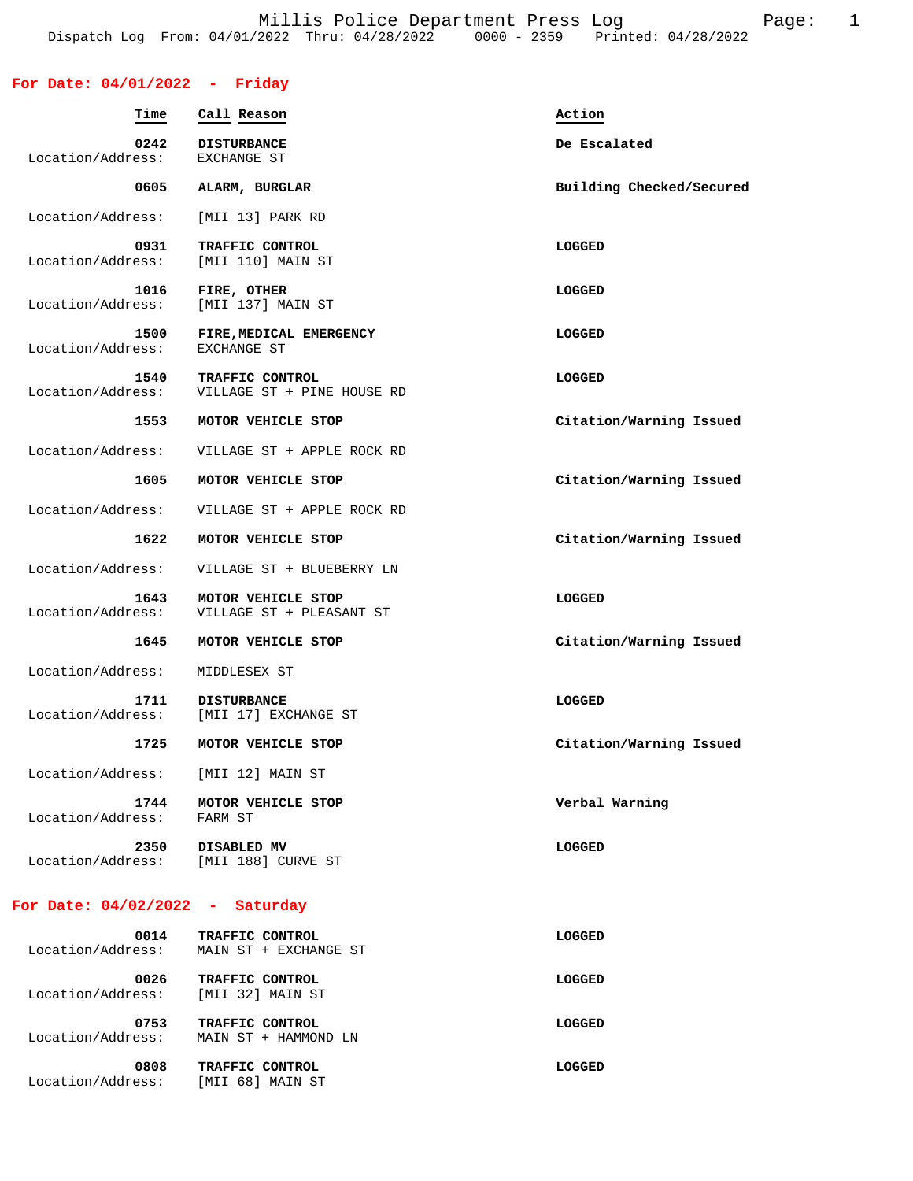Millis Police Department Press Log

Dispatch Log From: 04/01/2022 Thru: 04/28/2022 0000 - 2359 Printed: 04/28/2022

## For Date: 04/01/2022 - Friday

| Time | Call Reason | Action |
|---|---|---|
| 0242 | DISTURBANCE | De Escalated |
| Location/Address: | EXCHANGE ST | |
| 0605 | ALARM, BURGLAR | Building Checked/Secured |
| Location/Address: | [MII 13] PARK RD | |
| 0931 | TRAFFIC CONTROL | LOGGED |
| Location/Address: | [MII 110] MAIN ST | |
| 1016 | FIRE, OTHER | LOGGED |
| Location/Address: | [MII 137] MAIN ST | |
| 1500 | FIRE,MEDICAL EMERGENCY | LOGGED |
| Location/Address: | EXCHANGE ST | |
| 1540 | TRAFFIC CONTROL | LOGGED |
| Location/Address: | VILLAGE ST + PINE HOUSE RD | |
| 1553 | MOTOR VEHICLE STOP | Citation/Warning Issued |
| Location/Address: | VILLAGE ST + APPLE ROCK RD | |
| 1605 | MOTOR VEHICLE STOP | Citation/Warning Issued |
| Location/Address: | VILLAGE ST + APPLE ROCK RD | |
| 1622 | MOTOR VEHICLE STOP | Citation/Warning Issued |
| Location/Address: | VILLAGE ST + BLUEBERRY LN | |
| 1643 | MOTOR VEHICLE STOP | LOGGED |
| Location/Address: | VILLAGE ST + PLEASANT ST | |
| 1645 | MOTOR VEHICLE STOP | Citation/Warning Issued |
| Location/Address: | MIDDLESEX ST | |
| 1711 | DISTURBANCE | LOGGED |
| Location/Address: | [MII 17] EXCHANGE ST | |
| 1725 | MOTOR VEHICLE STOP | Citation/Warning Issued |
| Location/Address: | [MII 12] MAIN ST | |
| 1744 | MOTOR VEHICLE STOP | Verbal Warning |
| Location/Address: | FARM ST | |
| 2350 | DISABLED MV | LOGGED |
| Location/Address: | [MII 188] CURVE ST | |

## For Date: 04/02/2022 - Saturday

| Time | Call Reason | Action |
|---|---|---|
| 0014 | TRAFFIC CONTROL | LOGGED |
| Location/Address: | MAIN ST + EXCHANGE ST | |
| 0026 | TRAFFIC CONTROL | LOGGED |
| Location/Address: | [MII 32] MAIN ST | |
| 0753 | TRAFFIC CONTROL | LOGGED |
| Location/Address: | MAIN ST + HAMMOND LN | |
| 0808 | TRAFFIC CONTROL | LOGGED |
| Location/Address: | [MII 68] MAIN ST | |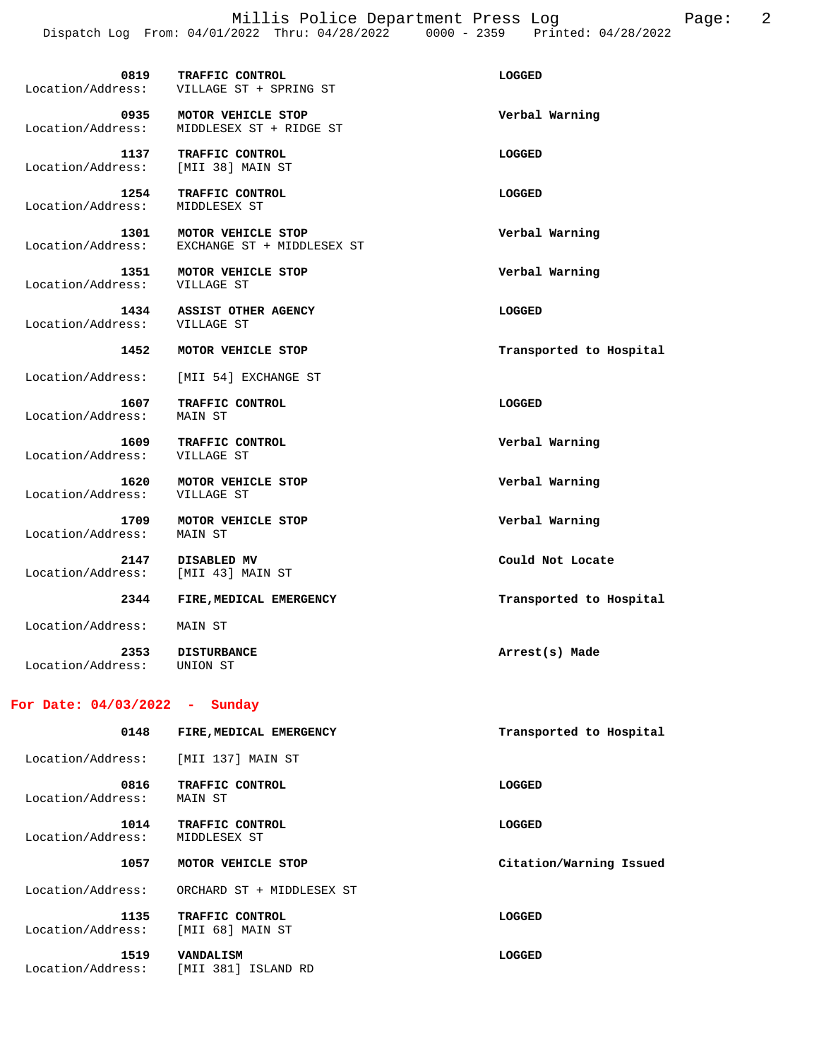| Time | Call | Location/Address | Disposition |
|---|---|---|---|
| 0819 | TRAFFIC CONTROL | VILLAGE ST + SPRING ST | LOGGED |
| 0935 | MOTOR VEHICLE STOP | MIDDLESEX ST + RIDGE ST | Verbal Warning |
| 1137 | TRAFFIC CONTROL | [MII 38] MAIN ST | LOGGED |
| 1254 | TRAFFIC CONTROL | MIDDLESEX ST | LOGGED |
| 1301 | MOTOR VEHICLE STOP | EXCHANGE ST + MIDDLESEX ST | Verbal Warning |
| 1351 | MOTOR VEHICLE STOP | VILLAGE ST | Verbal Warning |
| 1434 | ASSIST OTHER AGENCY | VILLAGE ST | LOGGED |
| 1452 | MOTOR VEHICLE STOP | [MII 54] EXCHANGE ST | Transported to Hospital |
| 1607 | TRAFFIC CONTROL | MAIN ST | LOGGED |
| 1609 | TRAFFIC CONTROL | VILLAGE ST | Verbal Warning |
| 1620 | MOTOR VEHICLE STOP | VILLAGE ST | Verbal Warning |
| 1709 | MOTOR VEHICLE STOP | MAIN ST | Verbal Warning |
| 2147 | DISABLED MV | [MII 43] MAIN ST | Could Not Locate |
| 2344 | FIRE,MEDICAL EMERGENCY | MAIN ST | Transported to Hospital |
| 2353 | DISTURBANCE | UNION ST | Arrest(s) Made |

## For Date: 04/03/2022 - Sunday

| Time | Call | Location/Address | Disposition |
|---|---|---|---|
| 0148 | FIRE,MEDICAL EMERGENCY | [MII 137] MAIN ST | Transported to Hospital |
| 0816 | TRAFFIC CONTROL | MAIN ST | LOGGED |
| 1014 | TRAFFIC CONTROL | MIDDLESEX ST | LOGGED |
| 1057 | MOTOR VEHICLE STOP | ORCHARD ST + MIDDLESEX ST | Citation/Warning Issued |
| 1135 | TRAFFIC CONTROL | [MII 68] MAIN ST | LOGGED |
| 1519 | VANDALISM | [MII 381] ISLAND RD | LOGGED |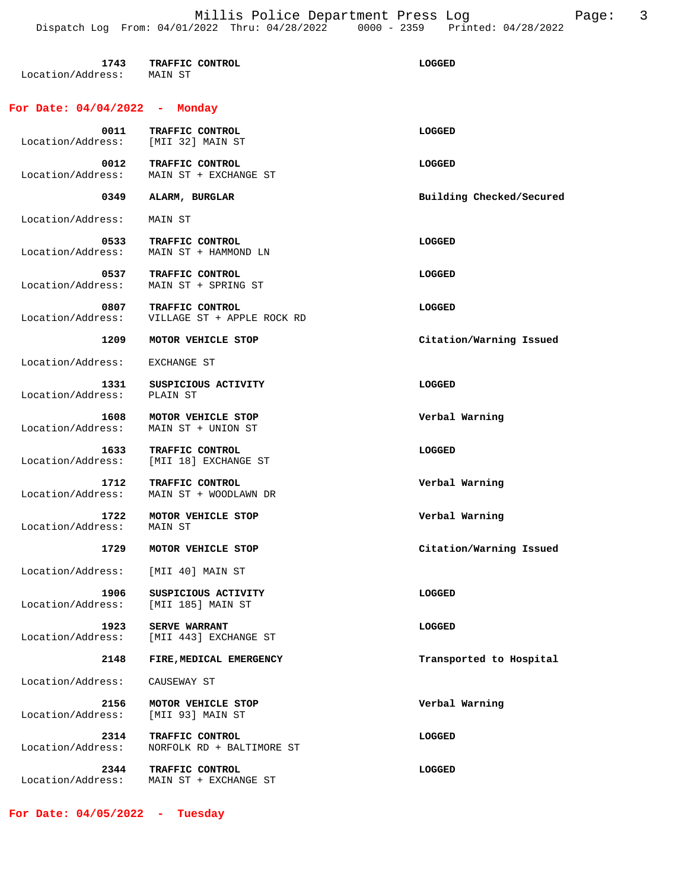**1743** **TRAFFIC CONTROL** **LOGGED**
Location/Address: MAIN ST

## For Date: 04/04/2022 - Monday

**0011** **TRAFFIC CONTROL** **LOGGED**
Location/Address: [MII 32] MAIN ST

**0012** **TRAFFIC CONTROL** **LOGGED**
Location/Address: MAIN ST + EXCHANGE ST

**0349** **ALARM, BURGLAR** **Building Checked/Secured**
Location/Address: MAIN ST

**0533** **TRAFFIC CONTROL** **LOGGED**
Location/Address: MAIN ST + HAMMOND LN

**0537** **TRAFFIC CONTROL** **LOGGED**
Location/Address: MAIN ST + SPRING ST

**0807** **TRAFFIC CONTROL** **LOGGED**
Location/Address: VILLAGE ST + APPLE ROCK RD

**1209** **MOTOR VEHICLE STOP** **Citation/Warning Issued**
Location/Address: EXCHANGE ST

**1331** **SUSPICIOUS ACTIVITY** **LOGGED**
Location/Address: PLAIN ST

**1608** **MOTOR VEHICLE STOP** **Verbal Warning**
Location/Address: MAIN ST + UNION ST

**1633** **TRAFFIC CONTROL** **LOGGED**
Location/Address: [MII 18] EXCHANGE ST

**1712** **TRAFFIC CONTROL** **Verbal Warning**
Location/Address: MAIN ST + WOODLAWN DR

**1722** **MOTOR VEHICLE STOP** **Verbal Warning**
Location/Address: MAIN ST

**1729** **MOTOR VEHICLE STOP** **Citation/Warning Issued**
Location/Address: [MII 40] MAIN ST

**1906** **SUSPICIOUS ACTIVITY** **LOGGED**
Location/Address: [MII 185] MAIN ST

**1923** **SERVE WARRANT** **LOGGED**
Location/Address: [MII 443] EXCHANGE ST

**2148** **FIRE,MEDICAL EMERGENCY** **Transported to Hospital**
Location/Address: CAUSEWAY ST

**2156** **MOTOR VEHICLE STOP** **Verbal Warning**
Location/Address: [MII 93] MAIN ST

**2314** **TRAFFIC CONTROL** **LOGGED**
Location/Address: NORFOLK RD + BALTIMORE ST

**2344** **TRAFFIC CONTROL** **LOGGED**
Location/Address: MAIN ST + EXCHANGE ST

## For Date: 04/05/2022 - Tuesday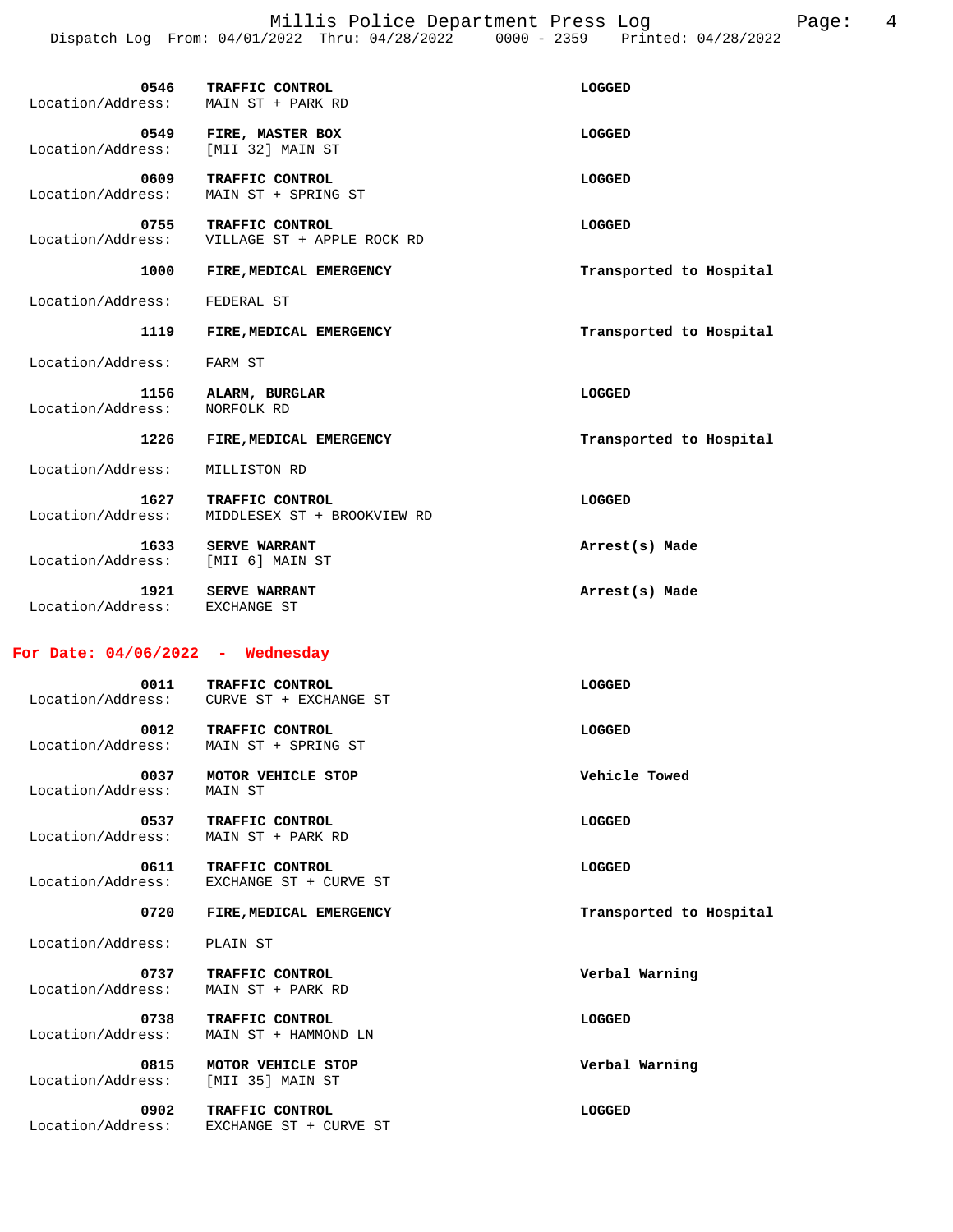| Time | Call | Result |
|---|---|---|
| 0546 | TRAFFIC CONTROL | LOGGED |
| Location/Address: | MAIN ST + PARK RD | |
| 0549 | FIRE, MASTER BOX | LOGGED |
| Location/Address: | [MII 32] MAIN ST | |
| 0609 | TRAFFIC CONTROL | LOGGED |
| Location/Address: | MAIN ST + SPRING ST | |
| 0755 | TRAFFIC CONTROL | LOGGED |
| Location/Address: | VILLAGE ST + APPLE ROCK RD | |
| 1000 | FIRE,MEDICAL EMERGENCY | Transported to Hospital |
| Location/Address: | FEDERAL ST | |
| 1119 | FIRE,MEDICAL EMERGENCY | Transported to Hospital |
| Location/Address: | FARM ST | |
| 1156 | ALARM, BURGLAR | LOGGED |
| Location/Address: | NORFOLK RD | |
| 1226 | FIRE,MEDICAL EMERGENCY | Transported to Hospital |
| Location/Address: | MILLISTON RD | |
| 1627 | TRAFFIC CONTROL | LOGGED |
| Location/Address: | MIDDLESEX ST + BROOKVIEW RD | |
| 1633 | SERVE WARRANT | Arrest(s) Made |
| Location/Address: | [MII 6] MAIN ST | |
| 1921 | SERVE WARRANT | Arrest(s) Made |
| Location/Address: | EXCHANGE ST | |

## For Date: 04/06/2022 - Wednesday

| Time | Call | Result |
|---|---|---|
| 0011 | TRAFFIC CONTROL | LOGGED |
| Location/Address: | CURVE ST + EXCHANGE ST | |
| 0012 | TRAFFIC CONTROL | LOGGED |
| Location/Address: | MAIN ST + SPRING ST | |
| 0037 | MOTOR VEHICLE STOP | Vehicle Towed |
| Location/Address: | MAIN ST | |
| 0537 | TRAFFIC CONTROL | LOGGED |
| Location/Address: | MAIN ST + PARK RD | |
| 0611 | TRAFFIC CONTROL | LOGGED |
| Location/Address: | EXCHANGE ST + CURVE ST | |
| 0720 | FIRE,MEDICAL EMERGENCY | Transported to Hospital |
| Location/Address: | PLAIN ST | |
| 0737 | TRAFFIC CONTROL | Verbal Warning |
| Location/Address: | MAIN ST + PARK RD | |
| 0738 | TRAFFIC CONTROL | LOGGED |
| Location/Address: | MAIN ST + HAMMOND LN | |
| 0815 | MOTOR VEHICLE STOP | Verbal Warning |
| Location/Address: | [MII 35] MAIN ST | |
| 0902 | TRAFFIC CONTROL | LOGGED |
| Location/Address: | EXCHANGE ST + CURVE ST | |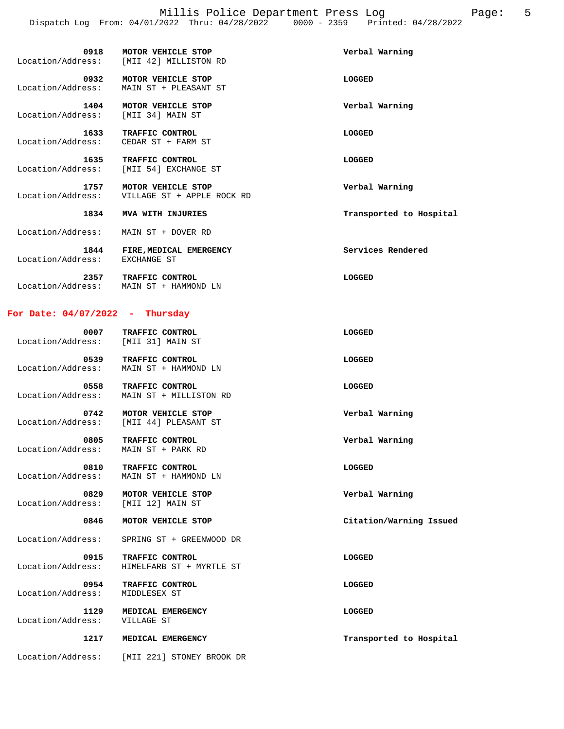| Time | Call | Disposition |
| --- | --- | --- |
| 0918 | MOTOR VEHICLE STOP | Verbal Warning |
| Location/Address: | [MII 42] MILLISTON RD | |
| 0932 | MOTOR VEHICLE STOP | LOGGED |
| Location/Address: | MAIN ST + PLEASANT ST | |
| 1404 | MOTOR VEHICLE STOP | Verbal Warning |
| Location/Address: | [MII 34] MAIN ST | |
| 1633 | TRAFFIC CONTROL | LOGGED |
| Location/Address: | CEDAR ST + FARM ST | |
| 1635 | TRAFFIC CONTROL | LOGGED |
| Location/Address: | [MII 54] EXCHANGE ST | |
| 1757 | MOTOR VEHICLE STOP | Verbal Warning |
| Location/Address: | VILLAGE ST + APPLE ROCK RD | |
| 1834 | MVA WITH INJURIES | Transported to Hospital |
| Location/Address: | MAIN ST + DOVER RD | |
| 1844 | FIRE,MEDICAL EMERGENCY | Services Rendered |
| Location/Address: | EXCHANGE ST | |
| 2357 | TRAFFIC CONTROL | LOGGED |
| Location/Address: | MAIN ST + HAMMOND LN | |

## For Date: 04/07/2022 - Thursday

| Time | Call | Disposition |
| --- | --- | --- |
| 0007 | TRAFFIC CONTROL | LOGGED |
| Location/Address: | [MII 31] MAIN ST | |
| 0539 | TRAFFIC CONTROL | LOGGED |
| Location/Address: | MAIN ST + HAMMOND LN | |
| 0558 | TRAFFIC CONTROL | LOGGED |
| Location/Address: | MAIN ST + MILLISTON RD | |
| 0742 | MOTOR VEHICLE STOP | Verbal Warning |
| Location/Address: | [MII 44] PLEASANT ST | |
| 0805 | TRAFFIC CONTROL | Verbal Warning |
| Location/Address: | MAIN ST + PARK RD | |
| 0810 | TRAFFIC CONTROL | LOGGED |
| Location/Address: | MAIN ST + HAMMOND LN | |
| 0829 | MOTOR VEHICLE STOP | Verbal Warning |
| Location/Address: | [MII 12] MAIN ST | |
| 0846 | MOTOR VEHICLE STOP | Citation/Warning Issued |
| Location/Address: | SPRING ST + GREENWOOD DR | |
| 0915 | TRAFFIC CONTROL | LOGGED |
| Location/Address: | HIMELFARB ST + MYRTLE ST | |
| 0954 | TRAFFIC CONTROL | LOGGED |
| Location/Address: | MIDDLESEX ST | |
| 1129 | MEDICAL EMERGENCY | LOGGED |
| Location/Address: | VILLAGE ST | |
| 1217 | MEDICAL EMERGENCY | Transported to Hospital |
| Location/Address: | [MII 221] STONEY BROOK DR | |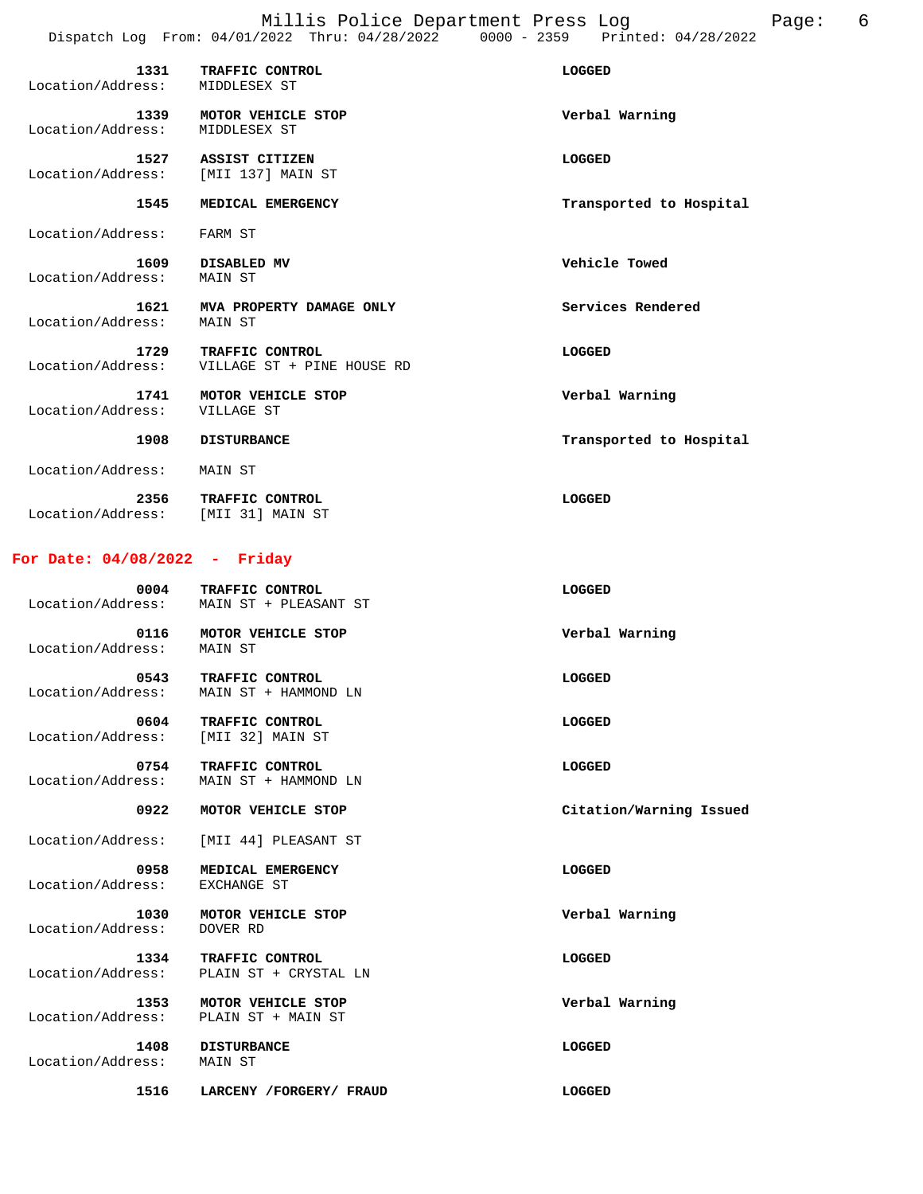| Time | Call Type | Action |
|---|---|---|
| 1331 | TRAFFIC CONTROL | LOGGED |
| Location/Address: | MIDDLESEX ST | |
| 1339 | MOTOR VEHICLE STOP | Verbal Warning |
| Location/Address: | MIDDLESEX ST | |
| 1527 | ASSIST CITIZEN | LOGGED |
| Location/Address: | [MII 137] MAIN ST | |
| 1545 | MEDICAL EMERGENCY | Transported to Hospital |
| Location/Address: | FARM ST | |
| 1609 | DISABLED MV | Vehicle Towed |
| Location/Address: | MAIN ST | |
| 1621 | MVA PROPERTY DAMAGE ONLY | Services Rendered |
| Location/Address: | MAIN ST | |
| 1729 | TRAFFIC CONTROL | LOGGED |
| Location/Address: | VILLAGE ST + PINE HOUSE RD | |
| 1741 | MOTOR VEHICLE STOP | Verbal Warning |
| Location/Address: | VILLAGE ST | |
| 1908 | DISTURBANCE | Transported to Hospital |
| Location/Address: | MAIN ST | |
| 2356 | TRAFFIC CONTROL | LOGGED |
| Location/Address: | [MII 31] MAIN ST | |

## For Date: 04/08/2022 - Friday

| Time | Call Type | Action |
|---|---|---|
| 0004 | TRAFFIC CONTROL | LOGGED |
| Location/Address: | MAIN ST + PLEASANT ST | |
| 0116 | MOTOR VEHICLE STOP | Verbal Warning |
| Location/Address: | MAIN ST | |
| 0543 | TRAFFIC CONTROL | LOGGED |
| Location/Address: | MAIN ST + HAMMOND LN | |
| 0604 | TRAFFIC CONTROL | LOGGED |
| Location/Address: | [MII 32] MAIN ST | |
| 0754 | TRAFFIC CONTROL | LOGGED |
| Location/Address: | MAIN ST + HAMMOND LN | |
| 0922 | MOTOR VEHICLE STOP | Citation/Warning Issued |
| Location/Address: | [MII 44] PLEASANT ST | |
| 0958 | MEDICAL EMERGENCY | LOGGED |
| Location/Address: | EXCHANGE ST | |
| 1030 | MOTOR VEHICLE STOP | Verbal Warning |
| Location/Address: | DOVER RD | |
| 1334 | TRAFFIC CONTROL | LOGGED |
| Location/Address: | PLAIN ST + CRYSTAL LN | |
| 1353 | MOTOR VEHICLE STOP | Verbal Warning |
| Location/Address: | PLAIN ST + MAIN ST | |
| 1408 | DISTURBANCE | LOGGED |
| Location/Address: | MAIN ST | |
| 1516 | LARCENY /FORGERY/ FRAUD | LOGGED |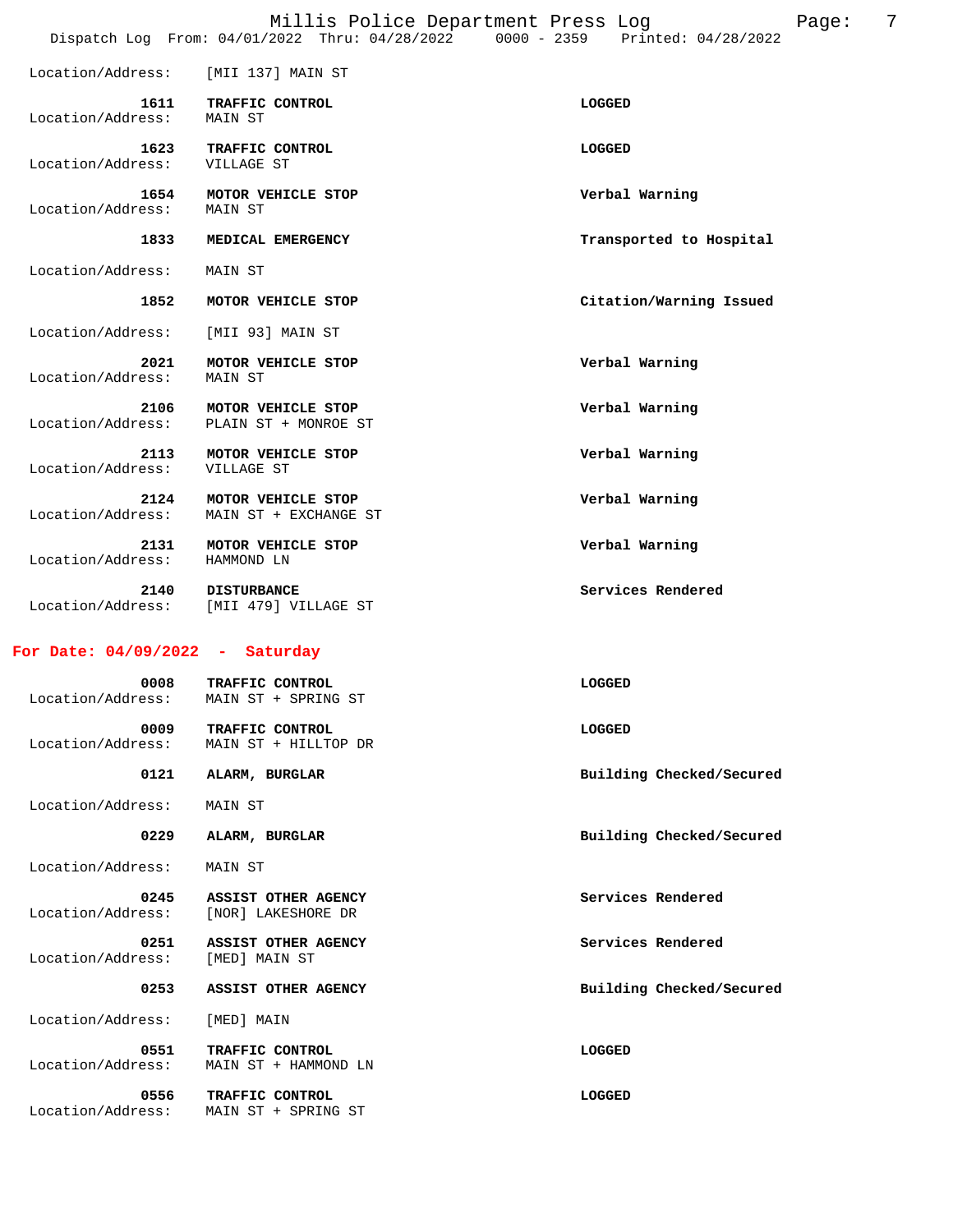Location/Address: [MII 137] MAIN ST

| Time | Call | Disposition |
|---|---|---|
| 1611 | TRAFFIC CONTROL | LOGGED |
| Location/Address: | MAIN ST | |
| 1623 | TRAFFIC CONTROL | LOGGED |
| Location/Address: | VILLAGE ST | |
| 1654 | MOTOR VEHICLE STOP | Verbal Warning |
| Location/Address: | MAIN ST | |
| 1833 | MEDICAL EMERGENCY | Transported to Hospital |
| Location/Address: | MAIN ST | |
| 1852 | MOTOR VEHICLE STOP | Citation/Warning Issued |
| Location/Address: | [MII 93] MAIN ST | |
| 2021 | MOTOR VEHICLE STOP | Verbal Warning |
| Location/Address: | MAIN ST | |
| 2106 | MOTOR VEHICLE STOP | Verbal Warning |
| Location/Address: | PLAIN ST + MONROE ST | |
| 2113 | MOTOR VEHICLE STOP | Verbal Warning |
| Location/Address: | VILLAGE ST | |
| 2124 | MOTOR VEHICLE STOP | Verbal Warning |
| Location/Address: | MAIN ST + EXCHANGE ST | |
| 2131 | MOTOR VEHICLE STOP | Verbal Warning |
| Location/Address: | HAMMOND LN | |
| 2140 | DISTURBANCE | Services Rendered |
| Location/Address: | [MII 479] VILLAGE ST | |

## For Date: 04/09/2022 - Saturday

| Time | Call | Disposition |
|---|---|---|
| 0008 | TRAFFIC CONTROL | LOGGED |
| Location/Address: | MAIN ST + SPRING ST | |
| 0009 | TRAFFIC CONTROL | LOGGED |
| Location/Address: | MAIN ST + HILLTOP DR | |
| 0121 | ALARM, BURGLAR | Building Checked/Secured |
| Location/Address: | MAIN ST | |
| 0229 | ALARM, BURGLAR | Building Checked/Secured |
| Location/Address: | MAIN ST | |
| 0245 | ASSIST OTHER AGENCY | Services Rendered |
| Location/Address: | [NOR] LAKESHORE DR | |
| 0251 | ASSIST OTHER AGENCY | Services Rendered |
| Location/Address: | [MED] MAIN ST | |
| 0253 | ASSIST OTHER AGENCY | Building Checked/Secured |
| Location/Address: | [MED] MAIN | |
| 0551 | TRAFFIC CONTROL | LOGGED |
| Location/Address: | MAIN ST + HAMMOND LN | |
| 0556 | TRAFFIC CONTROL | LOGGED |
| Location/Address: | MAIN ST + SPRING ST | |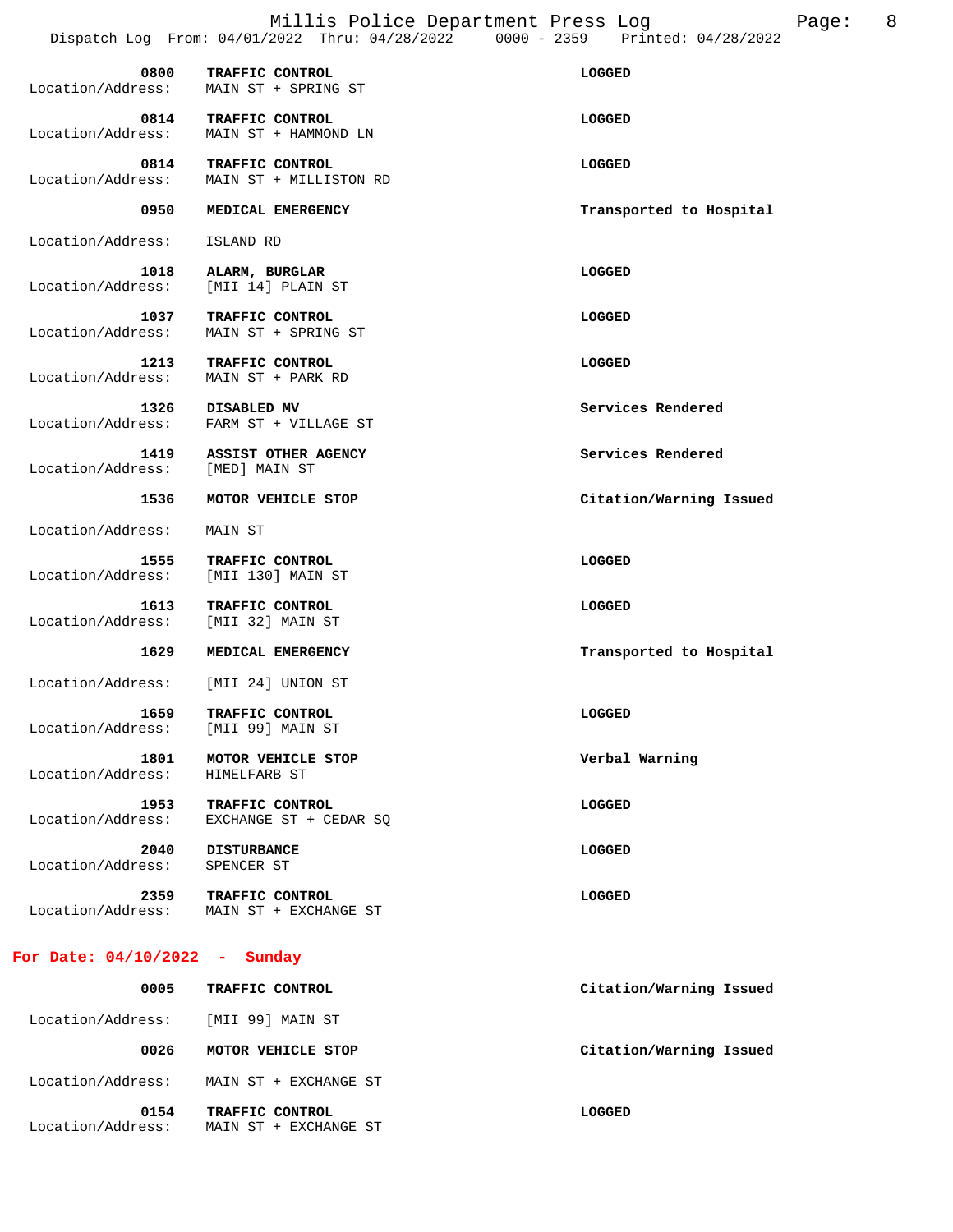| Time | Call Type | Location/Address | Disposition |
|---|---|---|---|
| 0800 | TRAFFIC CONTROL | MAIN ST + SPRING ST | LOGGED |
| 0814 | TRAFFIC CONTROL | MAIN ST + HAMMOND LN | LOGGED |
| 0814 | TRAFFIC CONTROL | MAIN ST + MILLISTON RD | LOGGED |
| 0950 | MEDICAL EMERGENCY | ISLAND RD | Transported to Hospital |
| 1018 | ALARM, BURGLAR | [MII 14] PLAIN ST | LOGGED |
| 1037 | TRAFFIC CONTROL | MAIN ST + SPRING ST | LOGGED |
| 1213 | TRAFFIC CONTROL | MAIN ST + PARK RD | LOGGED |
| 1326 | DISABLED MV | FARM ST + VILLAGE ST | Services Rendered |
| 1419 | ASSIST OTHER AGENCY | [MED] MAIN ST | Services Rendered |
| 1536 | MOTOR VEHICLE STOP | MAIN ST | Citation/Warning Issued |
| 1555 | TRAFFIC CONTROL | [MII 130] MAIN ST | LOGGED |
| 1613 | TRAFFIC CONTROL | [MII 32] MAIN ST | LOGGED |
| 1629 | MEDICAL EMERGENCY | [MII 24] UNION ST | Transported to Hospital |
| 1659 | TRAFFIC CONTROL | [MII 99] MAIN ST | LOGGED |
| 1801 | MOTOR VEHICLE STOP | HIMELFARB ST | Verbal Warning |
| 1953 | TRAFFIC CONTROL | EXCHANGE ST + CEDAR SQ | LOGGED |
| 2040 | DISTURBANCE | SPENCER ST | LOGGED |
| 2359 | TRAFFIC CONTROL | MAIN ST + EXCHANGE ST | LOGGED |

## For Date: 04/10/2022 - Sunday

| Time | Call Type | Location/Address | Disposition |
|---|---|---|---|
| 0005 | TRAFFIC CONTROL | [MII 99] MAIN ST | Citation/Warning Issued |
| 0026 | MOTOR VEHICLE STOP | MAIN ST + EXCHANGE ST | Citation/Warning Issued |
| 0154 | TRAFFIC CONTROL | MAIN ST + EXCHANGE ST | LOGGED |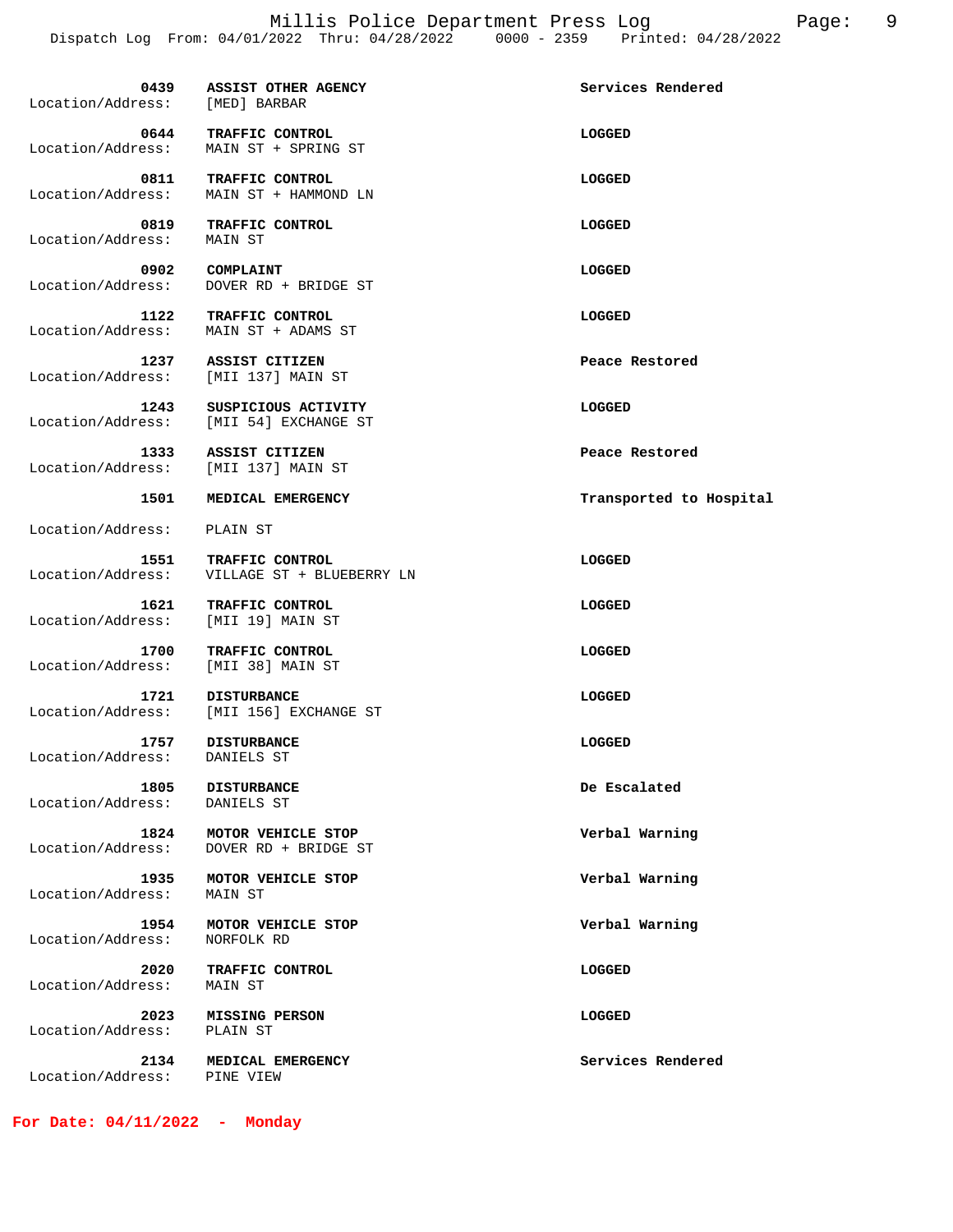| Time | Call | Location/Address | Disposition |
|---|---|---|---|
| 0439 | ASSIST OTHER AGENCY | [MED] BARBAR | Services Rendered |
| 0644 | TRAFFIC CONTROL | MAIN ST + SPRING ST | LOGGED |
| 0811 | TRAFFIC CONTROL | MAIN ST + HAMMOND LN | LOGGED |
| 0819 | TRAFFIC CONTROL | MAIN ST | LOGGED |
| 0902 | COMPLAINT | DOVER RD + BRIDGE ST | LOGGED |
| 1122 | TRAFFIC CONTROL | MAIN ST + ADAMS ST | LOGGED |
| 1237 | ASSIST CITIZEN | [MII 137] MAIN ST | Peace Restored |
| 1243 | SUSPICIOUS ACTIVITY | [MII 54] EXCHANGE ST | LOGGED |
| 1333 | ASSIST CITIZEN | [MII 137] MAIN ST | Peace Restored |
| 1501 | MEDICAL EMERGENCY | PLAIN ST | Transported to Hospital |
| 1551 | TRAFFIC CONTROL | VILLAGE ST + BLUEBERRY LN | LOGGED |
| 1621 | TRAFFIC CONTROL | [MII 19] MAIN ST | LOGGED |
| 1700 | TRAFFIC CONTROL | [MII 38] MAIN ST | LOGGED |
| 1721 | DISTURBANCE | [MII 156] EXCHANGE ST | LOGGED |
| 1757 | DISTURBANCE | DANIELS ST | LOGGED |
| 1805 | DISTURBANCE | DANIELS ST | De Escalated |
| 1824 | MOTOR VEHICLE STOP | DOVER RD + BRIDGE ST | Verbal Warning |
| 1935 | MOTOR VEHICLE STOP | MAIN ST | Verbal Warning |
| 1954 | MOTOR VEHICLE STOP | NORFOLK RD | Verbal Warning |
| 2020 | TRAFFIC CONTROL | MAIN ST | LOGGED |
| 2023 | MISSING PERSON | PLAIN ST | LOGGED |
| 2134 | MEDICAL EMERGENCY | PINE VIEW | Services Rendered |

**For Date: 04/11/2022 - Monday**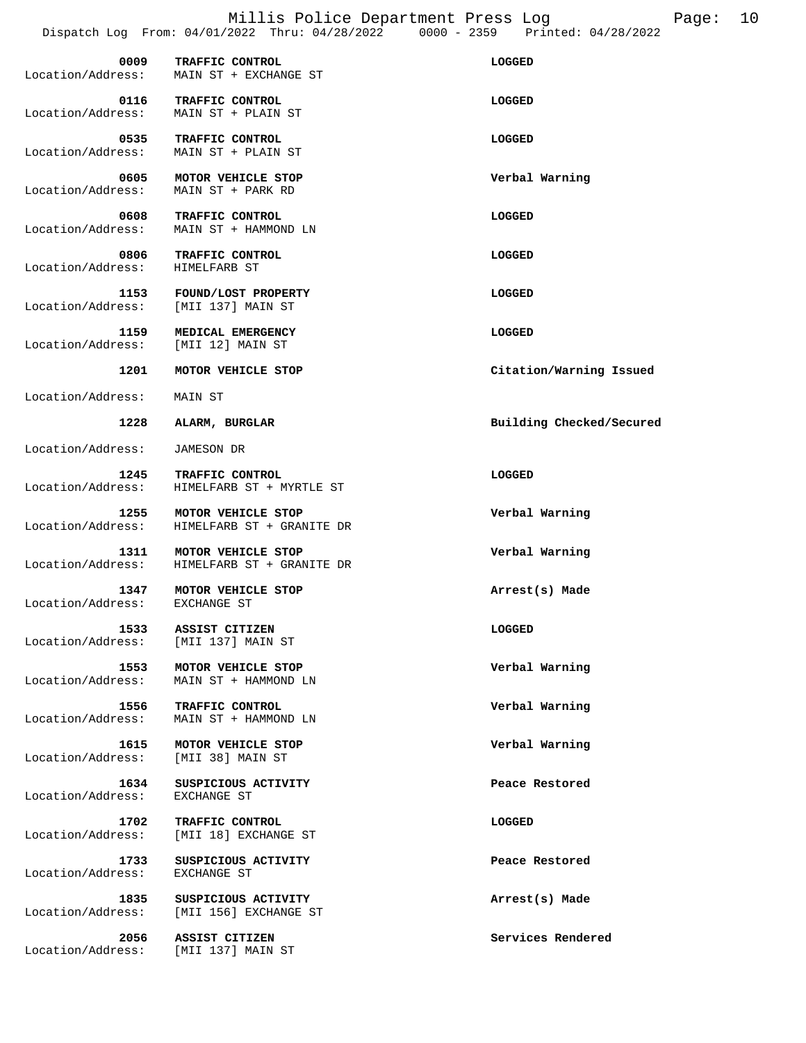| Time | Call Type | Location/Address | Disposition |
|---|---|---|---|
| 0009 | TRAFFIC CONTROL | MAIN ST + EXCHANGE ST | LOGGED |
| 0116 | TRAFFIC CONTROL | MAIN ST + PLAIN ST | LOGGED |
| 0535 | TRAFFIC CONTROL | MAIN ST + PLAIN ST | LOGGED |
| 0605 | MOTOR VEHICLE STOP | MAIN ST + PARK RD | Verbal Warning |
| 0608 | TRAFFIC CONTROL | MAIN ST + HAMMOND LN | LOGGED |
| 0806 | TRAFFIC CONTROL | HIMELFARB ST | LOGGED |
| 1153 | FOUND/LOST PROPERTY | [MII 137] MAIN ST | LOGGED |
| 1159 | MEDICAL EMERGENCY | [MII 12] MAIN ST | LOGGED |
| 1201 | MOTOR VEHICLE STOP | MAIN ST | Citation/Warning Issued |
| 1228 | ALARM, BURGLAR | JAMESON DR | Building Checked/Secured |
| 1245 | TRAFFIC CONTROL | HIMELFARB ST + MYRTLE ST | LOGGED |
| 1255 | MOTOR VEHICLE STOP | HIMELFARB ST + GRANITE DR | Verbal Warning |
| 1311 | MOTOR VEHICLE STOP | HIMELFARB ST + GRANITE DR | Verbal Warning |
| 1347 | MOTOR VEHICLE STOP | EXCHANGE ST | Arrest(s) Made |
| 1533 | ASSIST CITIZEN | [MII 137] MAIN ST | LOGGED |
| 1553 | MOTOR VEHICLE STOP | MAIN ST + HAMMOND LN | Verbal Warning |
| 1556 | TRAFFIC CONTROL | MAIN ST + HAMMOND LN | Verbal Warning |
| 1615 | MOTOR VEHICLE STOP | [MII 38] MAIN ST | Verbal Warning |
| 1634 | SUSPICIOUS ACTIVITY | EXCHANGE ST | Peace Restored |
| 1702 | TRAFFIC CONTROL | [MII 18] EXCHANGE ST | LOGGED |
| 1733 | SUSPICIOUS ACTIVITY | EXCHANGE ST | Peace Restored |
| 1835 | SUSPICIOUS ACTIVITY | [MII 156] EXCHANGE ST | Arrest(s) Made |
| 2056 | ASSIST CITIZEN | [MII 137] MAIN ST | Services Rendered |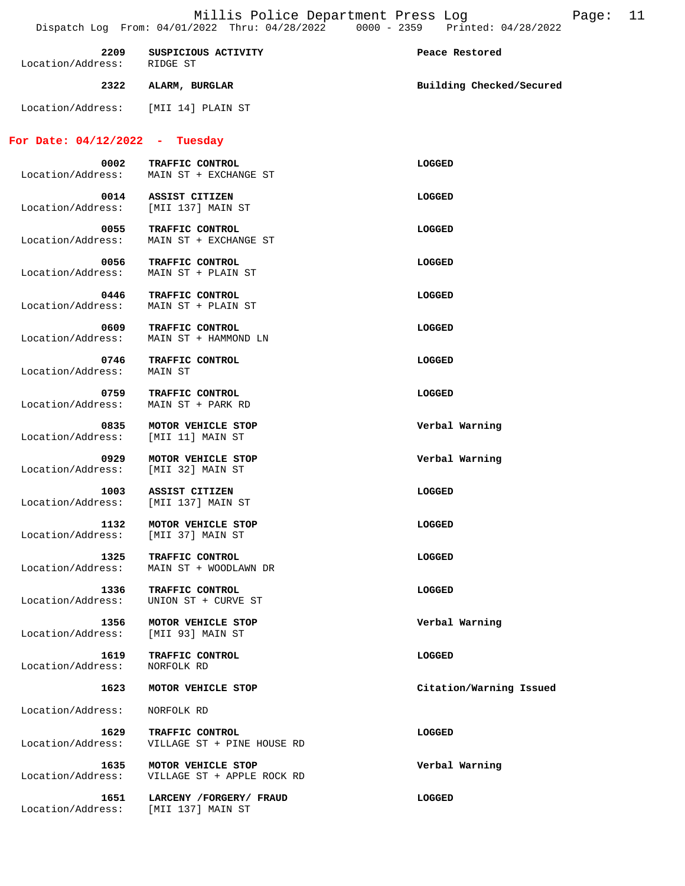| Time | Call | Location/Address | Disposition |
|---|---|---|---|
| 2209 | SUSPICIOUS ACTIVITY | RIDGE ST | Peace Restored |
| 2322 | ALARM, BURGLAR | [MII 14] PLAIN ST | Building Checked/Secured |

## For Date: 04/12/2022 - Tuesday

| Time | Call | Location/Address | Disposition |
|---|---|---|---|
| 0002 | TRAFFIC CONTROL | MAIN ST + EXCHANGE ST | LOGGED |
| 0014 | ASSIST CITIZEN | [MII 137] MAIN ST | LOGGED |
| 0055 | TRAFFIC CONTROL | MAIN ST + EXCHANGE ST | LOGGED |
| 0056 | TRAFFIC CONTROL | MAIN ST + PLAIN ST | LOGGED |
| 0446 | TRAFFIC CONTROL | MAIN ST + PLAIN ST | LOGGED |
| 0609 | TRAFFIC CONTROL | MAIN ST + HAMMOND LN | LOGGED |
| 0746 | TRAFFIC CONTROL | MAIN ST | LOGGED |
| 0759 | TRAFFIC CONTROL | MAIN ST + PARK RD | LOGGED |
| 0835 | MOTOR VEHICLE STOP | [MII 11] MAIN ST | Verbal Warning |
| 0929 | MOTOR VEHICLE STOP | [MII 32] MAIN ST | Verbal Warning |
| 1003 | ASSIST CITIZEN | [MII 137] MAIN ST | LOGGED |
| 1132 | MOTOR VEHICLE STOP | [MII 37] MAIN ST | LOGGED |
| 1325 | TRAFFIC CONTROL | MAIN ST + WOODLAWN DR | LOGGED |
| 1336 | TRAFFIC CONTROL | UNION ST + CURVE ST | LOGGED |
| 1356 | MOTOR VEHICLE STOP | [MII 93] MAIN ST | Verbal Warning |
| 1619 | TRAFFIC CONTROL | NORFOLK RD | LOGGED |
| 1623 | MOTOR VEHICLE STOP | NORFOLK RD | Citation/Warning Issued |
| 1629 | TRAFFIC CONTROL | VILLAGE ST + PINE HOUSE RD | LOGGED |
| 1635 | MOTOR VEHICLE STOP | VILLAGE ST + APPLE ROCK RD | Verbal Warning |
| 1651 | LARCENY /FORGERY/ FRAUD | [MII 137] MAIN ST | LOGGED |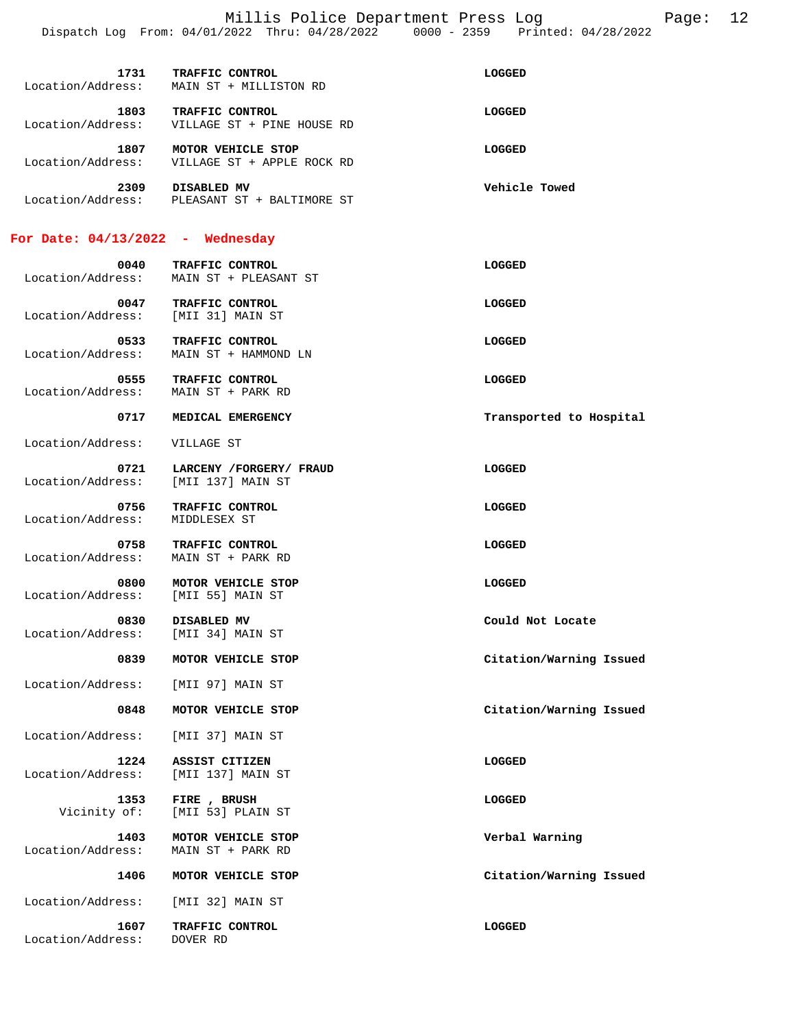| Time | Call | Result |
|---|---|---|
| 1731 | TRAFFIC CONTROL | LOGGED |
| Location/Address: | MAIN ST + MILLISTON RD | |
| 1803 | TRAFFIC CONTROL | LOGGED |
| Location/Address: | VILLAGE ST + PINE HOUSE RD | |
| 1807 | MOTOR VEHICLE STOP | LOGGED |
| Location/Address: | VILLAGE ST + APPLE ROCK RD | |
| 2309 | DISABLED MV | Vehicle Towed |
| Location/Address: | PLEASANT ST + BALTIMORE ST | |

## For Date: 04/13/2022 - Wednesday

| Time | Call | Result |
|---|---|---|
| 0040 | TRAFFIC CONTROL | LOGGED |
| Location/Address: | MAIN ST + PLEASANT ST | |
| 0047 | TRAFFIC CONTROL | LOGGED |
| Location/Address: | [MII 31] MAIN ST | |
| 0533 | TRAFFIC CONTROL | LOGGED |
| Location/Address: | MAIN ST + HAMMOND LN | |
| 0555 | TRAFFIC CONTROL | LOGGED |
| Location/Address: | MAIN ST + PARK RD | |
| 0717 | MEDICAL EMERGENCY | Transported to Hospital |
| Location/Address: | VILLAGE ST | |
| 0721 | LARCENY /FORGERY/ FRAUD | LOGGED |
| Location/Address: | [MII 137] MAIN ST | |
| 0756 | TRAFFIC CONTROL | LOGGED |
| Location/Address: | MIDDLESEX ST | |
| 0758 | TRAFFIC CONTROL | LOGGED |
| Location/Address: | MAIN ST + PARK RD | |
| 0800 | MOTOR VEHICLE STOP | LOGGED |
| Location/Address: | [MII 55] MAIN ST | |
| 0830 | DISABLED MV | Could Not Locate |
| Location/Address: | [MII 34] MAIN ST | |
| 0839 | MOTOR VEHICLE STOP | Citation/Warning Issued |
| Location/Address: | [MII 97] MAIN ST | |
| 0848 | MOTOR VEHICLE STOP | Citation/Warning Issued |
| Location/Address: | [MII 37] MAIN ST | |
| 1224 | ASSIST CITIZEN | LOGGED |
| Location/Address: | [MII 137] MAIN ST | |
| 1353 | FIRE , BRUSH | LOGGED |
| Vicinity of: | [MII 53] PLAIN ST | |
| 1403 | MOTOR VEHICLE STOP | Verbal Warning |
| Location/Address: | MAIN ST + PARK RD | |
| 1406 | MOTOR VEHICLE STOP | Citation/Warning Issued |
| Location/Address: | [MII 32] MAIN ST | |
| 1607 | TRAFFIC CONTROL | LOGGED |
| Location/Address: | DOVER RD | |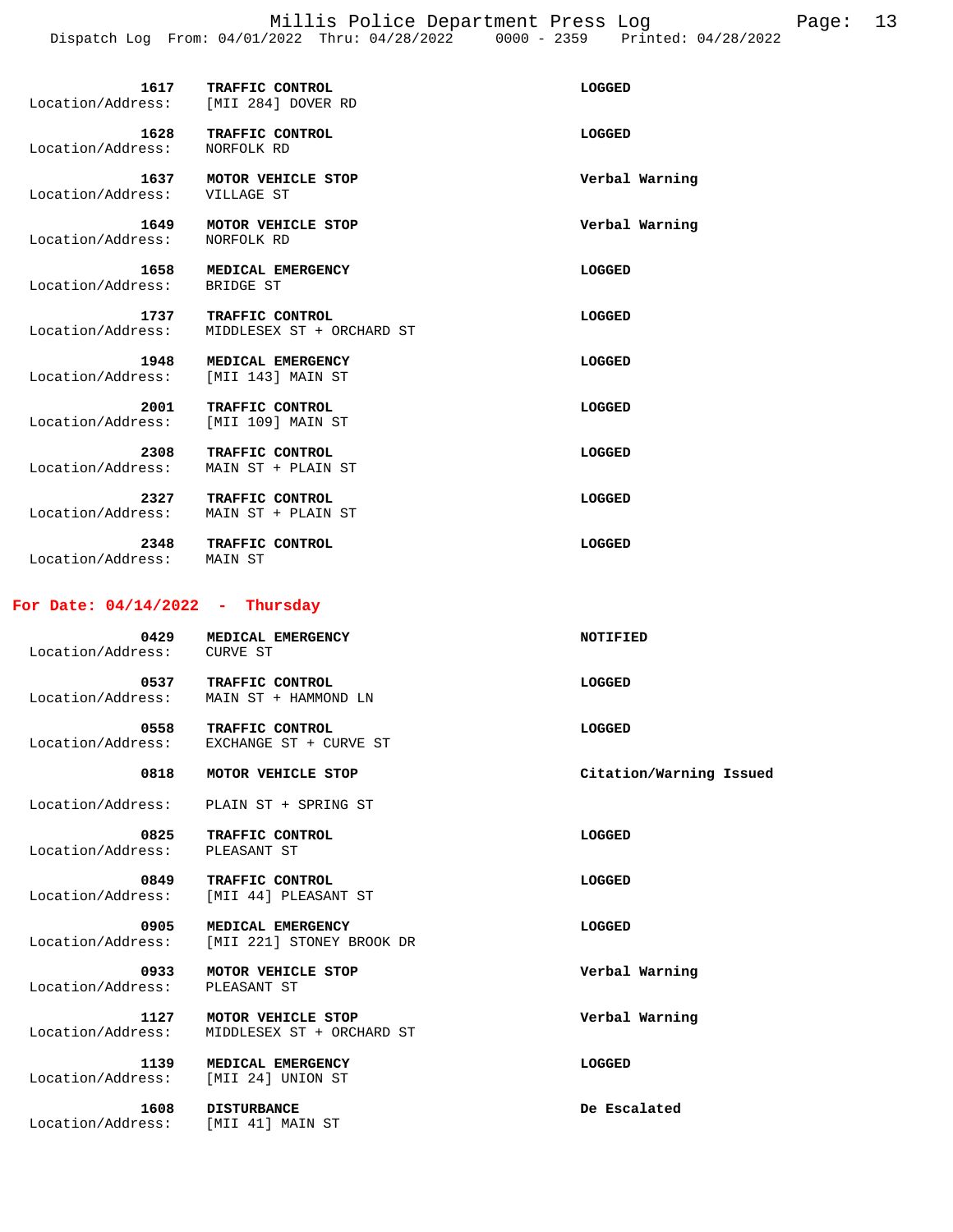| Time | Call Type | Location/Address | Disposition |
|---|---|---|---|
| 1617 | TRAFFIC CONTROL | [MII 284] DOVER RD | LOGGED |
| 1628 | TRAFFIC CONTROL | NORFOLK RD | LOGGED |
| 1637 | MOTOR VEHICLE STOP | VILLAGE ST | Verbal Warning |
| 1649 | MOTOR VEHICLE STOP | NORFOLK RD | Verbal Warning |
| 1658 | MEDICAL EMERGENCY | BRIDGE ST | LOGGED |
| 1737 | TRAFFIC CONTROL | MIDDLESEX ST + ORCHARD ST | LOGGED |
| 1948 | MEDICAL EMERGENCY | [MII 143] MAIN ST | LOGGED |
| 2001 | TRAFFIC CONTROL | [MII 109] MAIN ST | LOGGED |
| 2308 | TRAFFIC CONTROL | MAIN ST + PLAIN ST | LOGGED |
| 2327 | TRAFFIC CONTROL | MAIN ST + PLAIN ST | LOGGED |
| 2348 | TRAFFIC CONTROL | MAIN ST | LOGGED |

## For Date: 04/14/2022 - Thursday

| Time | Call Type | Location/Address | Disposition |
|---|---|---|---|
| 0429 | MEDICAL EMERGENCY | CURVE ST | NOTIFIED |
| 0537 | TRAFFIC CONTROL | MAIN ST + HAMMOND LN | LOGGED |
| 0558 | TRAFFIC CONTROL | EXCHANGE ST + CURVE ST | LOGGED |
| 0818 | MOTOR VEHICLE STOP | PLAIN ST + SPRING ST | Citation/Warning Issued |
| 0825 | TRAFFIC CONTROL | PLEASANT ST | LOGGED |
| 0849 | TRAFFIC CONTROL | [MII 44] PLEASANT ST | LOGGED |
| 0905 | MEDICAL EMERGENCY | [MII 221] STONEY BROOK DR | LOGGED |
| 0933 | MOTOR VEHICLE STOP | PLEASANT ST | Verbal Warning |
| 1127 | MOTOR VEHICLE STOP | MIDDLESEX ST + ORCHARD ST | Verbal Warning |
| 1139 | MEDICAL EMERGENCY | [MII 24] UNION ST | LOGGED |
| 1608 | DISTURBANCE | [MII 41] MAIN ST | De Escalated |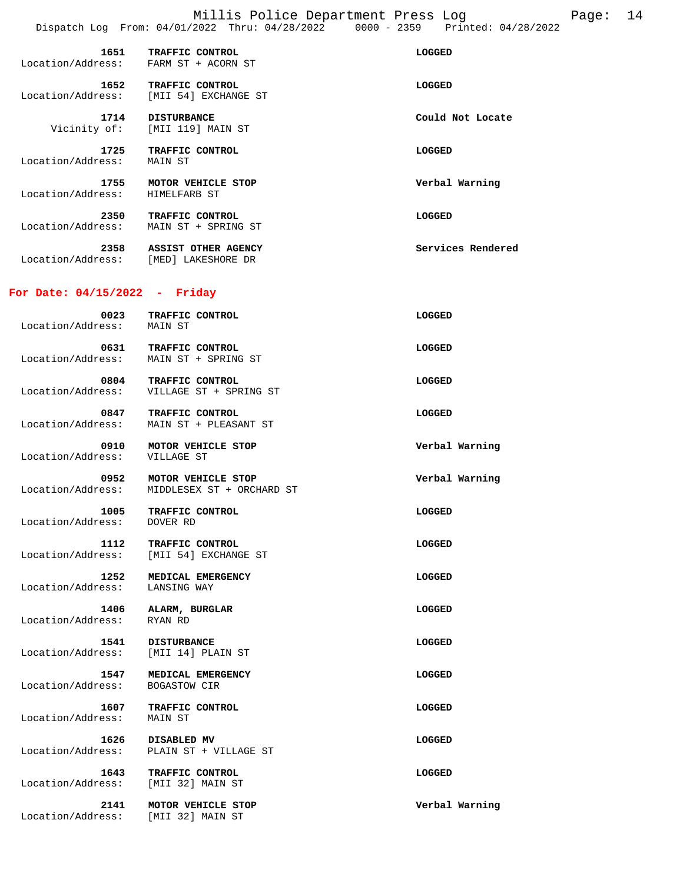| Time | Call Type / Location | Disposition |
| --- | --- | --- |
| 1651 | **TRAFFIC CONTROL** | **LOGGED** |
| Location/Address: | FARM ST + ACORN ST | |
| 1652 | **TRAFFIC CONTROL** | **LOGGED** |
| Location/Address: | [MII 54] EXCHANGE ST | |
| 1714 | **DISTURBANCE** | **Could Not Locate** |
| Vicinity of: | [MII 119] MAIN ST | |
| 1725 | **TRAFFIC CONTROL** | **LOGGED** |
| Location/Address: | MAIN ST | |
| 1755 | **MOTOR VEHICLE STOP** | **Verbal Warning** |
| Location/Address: | HIMELFARB ST | |
| 2350 | **TRAFFIC CONTROL** | **LOGGED** |
| Location/Address: | MAIN ST + SPRING ST | |
| 2358 | **ASSIST OTHER AGENCY** | **Services Rendered** |
| Location/Address: | [MED] LAKESHORE DR | |

## For Date: 04/15/2022 - Friday

| Time | Call Type / Location | Disposition |
| --- | --- | --- |
| 0023 | **TRAFFIC CONTROL** | **LOGGED** |
| Location/Address: | MAIN ST | |
| 0631 | **TRAFFIC CONTROL** | **LOGGED** |
| Location/Address: | MAIN ST + SPRING ST | |
| 0804 | **TRAFFIC CONTROL** | **LOGGED** |
| Location/Address: | VILLAGE ST + SPRING ST | |
| 0847 | **TRAFFIC CONTROL** | **LOGGED** |
| Location/Address: | MAIN ST + PLEASANT ST | |
| 0910 | **MOTOR VEHICLE STOP** | **Verbal Warning** |
| Location/Address: | VILLAGE ST | |
| 0952 | **MOTOR VEHICLE STOP** | **Verbal Warning** |
| Location/Address: | MIDDLESEX ST + ORCHARD ST | |
| 1005 | **TRAFFIC CONTROL** | **LOGGED** |
| Location/Address: | DOVER RD | |
| 1112 | **TRAFFIC CONTROL** | **LOGGED** |
| Location/Address: | [MII 54] EXCHANGE ST | |
| 1252 | **MEDICAL EMERGENCY** | **LOGGED** |
| Location/Address: | LANSING WAY | |
| 1406 | **ALARM, BURGLAR** | **LOGGED** |
| Location/Address: | RYAN RD | |
| 1541 | **DISTURBANCE** | **LOGGED** |
| Location/Address: | [MII 14] PLAIN ST | |
| 1547 | **MEDICAL EMERGENCY** | **LOGGED** |
| Location/Address: | BOGASTOW CIR | |
| 1607 | **TRAFFIC CONTROL** | **LOGGED** |
| Location/Address: | MAIN ST | |
| 1626 | **DISABLED MV** | **LOGGED** |
| Location/Address: | PLAIN ST + VILLAGE ST | |
| 1643 | **TRAFFIC CONTROL** | **LOGGED** |
| Location/Address: | [MII 32] MAIN ST | |
| 2141 | **MOTOR VEHICLE STOP** | **Verbal Warning** |
| Location/Address: | [MII 32] MAIN ST | |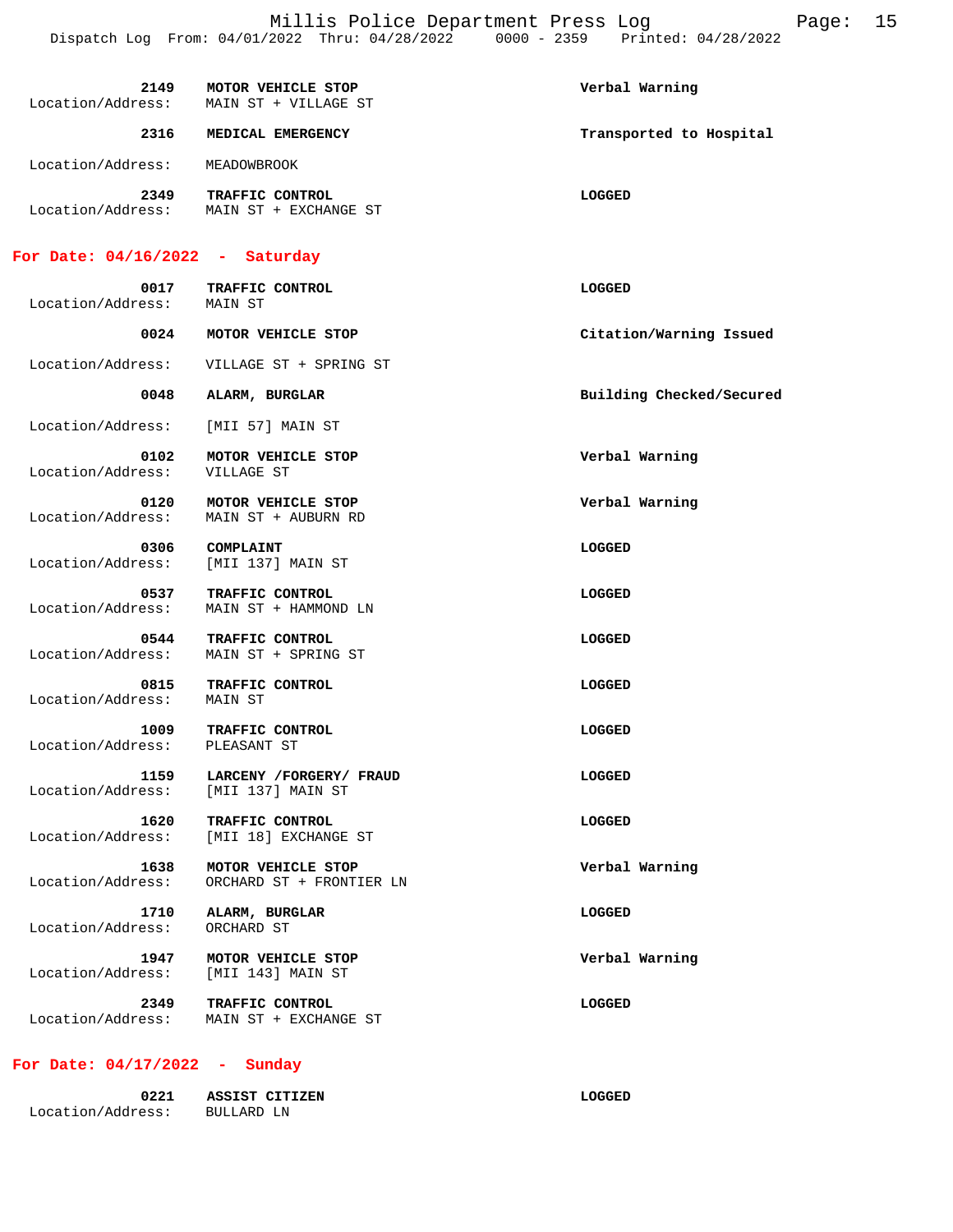**2149** **MOTOR VEHICLE STOP** **Verbal Warning**
Location/Address: MAIN ST + VILLAGE ST

**2316** **MEDICAL EMERGENCY** **Transported to Hospital**
Location/Address: MEADOWBROOK

**2349** **TRAFFIC CONTROL** **LOGGED**
Location/Address: MAIN ST + EXCHANGE ST

## For Date: 04/16/2022 - Saturday

**0017** **TRAFFIC CONTROL** **LOGGED**
Location/Address: MAIN ST

**0024** **MOTOR VEHICLE STOP** **Citation/Warning Issued**
Location/Address: VILLAGE ST + SPRING ST

**0048** **ALARM, BURGLAR** **Building Checked/Secured**
Location/Address: [MII 57] MAIN ST

**0102** **MOTOR VEHICLE STOP** **Verbal Warning**
Location/Address: VILLAGE ST

**0120** **MOTOR VEHICLE STOP** **Verbal Warning**
Location/Address: MAIN ST + AUBURN RD

**0306** **COMPLAINT** **LOGGED**
Location/Address: [MII 137] MAIN ST

**0537** **TRAFFIC CONTROL** **LOGGED**
Location/Address: MAIN ST + HAMMOND LN

**0544** **TRAFFIC CONTROL** **LOGGED**
Location/Address: MAIN ST + SPRING ST

**0815** **TRAFFIC CONTROL** **LOGGED**
Location/Address: MAIN ST

**1009** **TRAFFIC CONTROL** **LOGGED**
Location/Address: PLEASANT ST

**1159** **LARCENY /FORGERY/ FRAUD** **LOGGED**
Location/Address: [MII 137] MAIN ST

**1620** **TRAFFIC CONTROL** **LOGGED**
Location/Address: [MII 18] EXCHANGE ST

**1638** **MOTOR VEHICLE STOP** **Verbal Warning**
Location/Address: ORCHARD ST + FRONTIER LN

**1710** **ALARM, BURGLAR** **LOGGED**
Location/Address: ORCHARD ST

**1947** **MOTOR VEHICLE STOP** **Verbal Warning**
Location/Address: [MII 143] MAIN ST

**2349** **TRAFFIC CONTROL** **LOGGED**
Location/Address: MAIN ST + EXCHANGE ST

## For Date: 04/17/2022 - Sunday

**0221** **ASSIST CITIZEN** **LOGGED**
Location/Address: BULLARD LN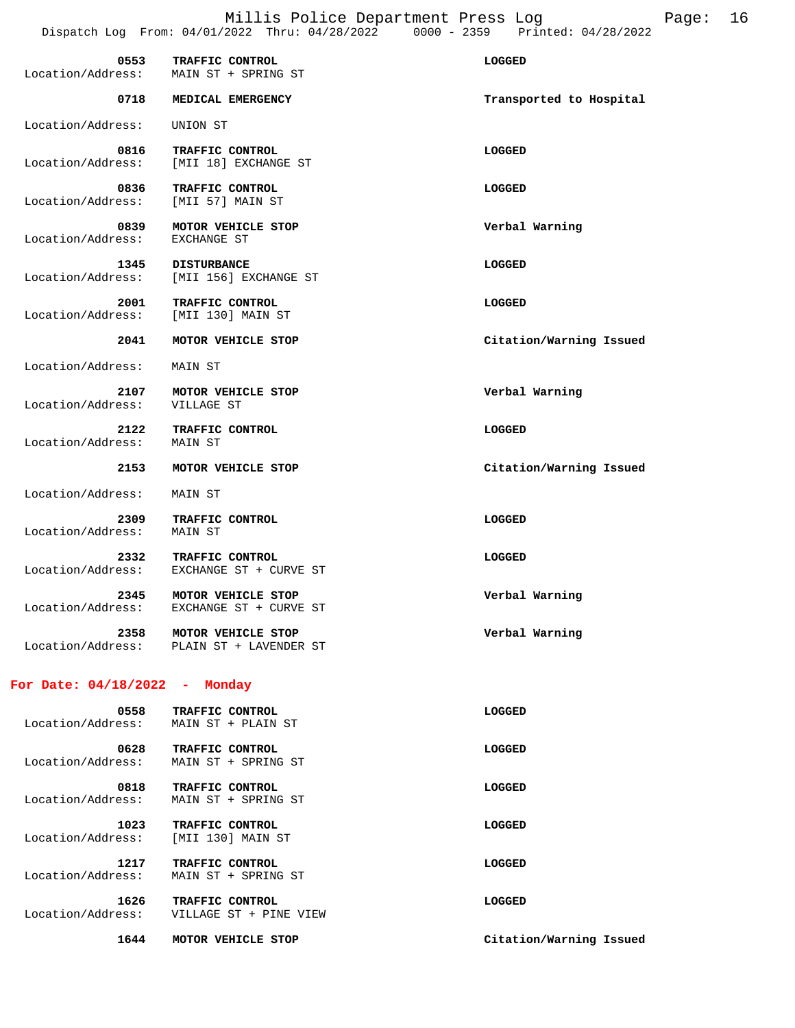| Time | Call | Disposition |
|---|---|---|
| 0553 | TRAFFIC CONTROL | LOGGED |
| Location/Address: | MAIN ST + SPRING ST | |
| 0718 | MEDICAL EMERGENCY | Transported to Hospital |
| Location/Address: | UNION ST | |
| 0816 | TRAFFIC CONTROL | LOGGED |
| Location/Address: | [MII 18] EXCHANGE ST | |
| 0836 | TRAFFIC CONTROL | LOGGED |
| Location/Address: | [MII 57] MAIN ST | |
| 0839 | MOTOR VEHICLE STOP | Verbal Warning |
| Location/Address: | EXCHANGE ST | |
| 1345 | DISTURBANCE | LOGGED |
| Location/Address: | [MII 156] EXCHANGE ST | |
| 2001 | TRAFFIC CONTROL | LOGGED |
| Location/Address: | [MII 130] MAIN ST | |
| 2041 | MOTOR VEHICLE STOP | Citation/Warning Issued |
| Location/Address: | MAIN ST | |
| 2107 | MOTOR VEHICLE STOP | Verbal Warning |
| Location/Address: | VILLAGE ST | |
| 2122 | TRAFFIC CONTROL | LOGGED |
| Location/Address: | MAIN ST | |
| 2153 | MOTOR VEHICLE STOP | Citation/Warning Issued |
| Location/Address: | MAIN ST | |
| 2309 | TRAFFIC CONTROL | LOGGED |
| Location/Address: | MAIN ST | |
| 2332 | TRAFFIC CONTROL | LOGGED |
| Location/Address: | EXCHANGE ST + CURVE ST | |
| 2345 | MOTOR VEHICLE STOP | Verbal Warning |
| Location/Address: | EXCHANGE ST + CURVE ST | |
| 2358 | MOTOR VEHICLE STOP | Verbal Warning |
| Location/Address: | PLAIN ST + LAVENDER ST | |

## For Date: 04/18/2022 - Monday

| Time | Call | Disposition |
|---|---|---|
| 0558 | TRAFFIC CONTROL | LOGGED |
| Location/Address: | MAIN ST + PLAIN ST | |
| 0628 | TRAFFIC CONTROL | LOGGED |
| Location/Address: | MAIN ST + SPRING ST | |
| 0818 | TRAFFIC CONTROL | LOGGED |
| Location/Address: | MAIN ST + SPRING ST | |
| 1023 | TRAFFIC CONTROL | LOGGED |
| Location/Address: | [MII 130] MAIN ST | |
| 1217 | TRAFFIC CONTROL | LOGGED |
| Location/Address: | MAIN ST + SPRING ST | |
| 1626 | TRAFFIC CONTROL | LOGGED |
| Location/Address: | VILLAGE ST + PINE VIEW | |
| 1644 | MOTOR VEHICLE STOP | Citation/Warning Issued |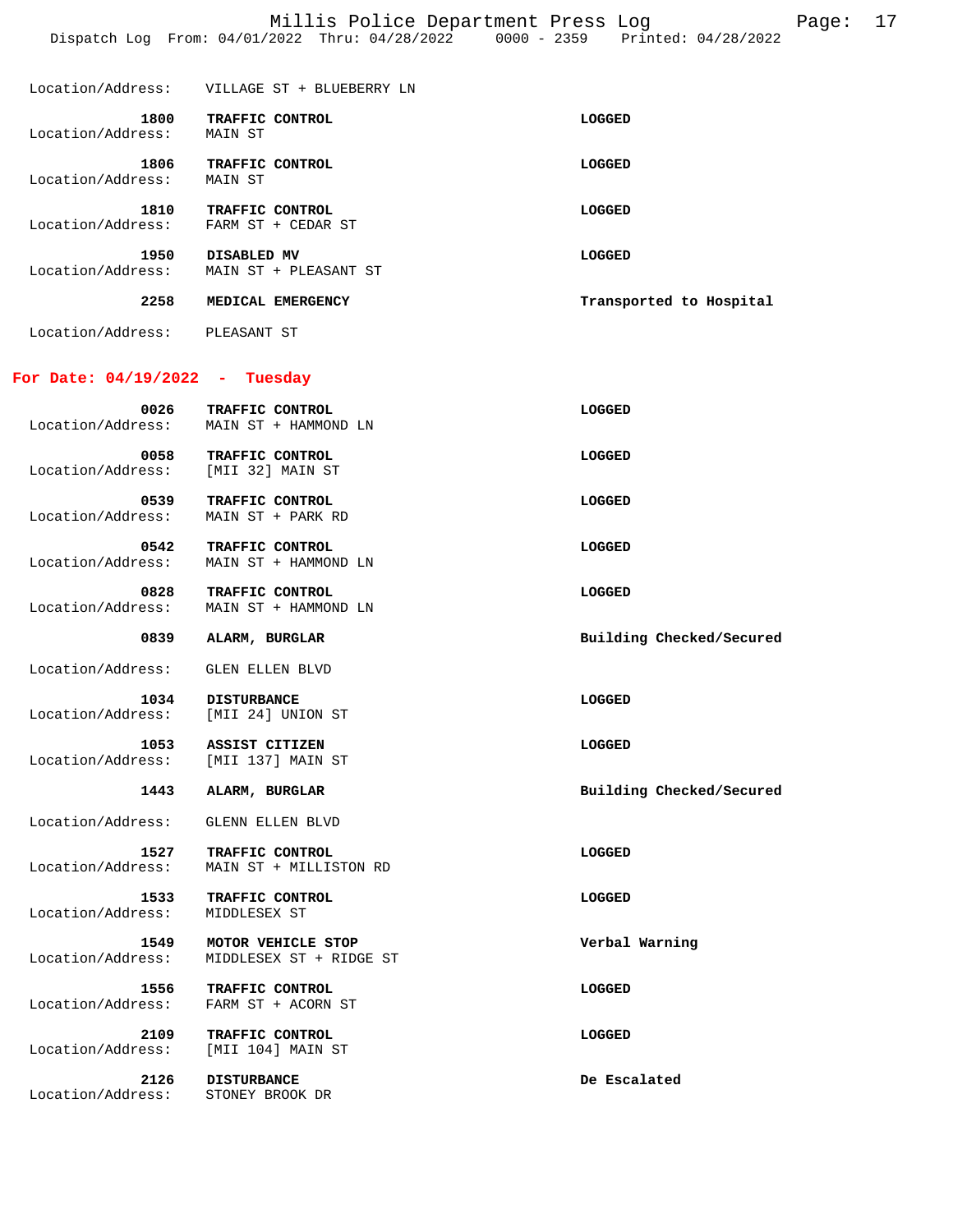Location/Address: VILLAGE ST + BLUEBERRY LN

**1800** **TRAFFIC CONTROL** **LOGGED**
Location/Address: MAIN ST

**1806** **TRAFFIC CONTROL** **LOGGED**
Location/Address: MAIN ST

**1810** **TRAFFIC CONTROL** **LOGGED**
Location/Address: FARM ST + CEDAR ST

**1950** **DISABLED MV** **LOGGED**
Location/Address: MAIN ST + PLEASANT ST

**2258** **MEDICAL EMERGENCY** **Transported to Hospital**
Location/Address: PLEASANT ST

## For Date: 04/19/2022 - Tuesday

**0026** **TRAFFIC CONTROL** **LOGGED**
Location/Address: MAIN ST + HAMMOND LN

**0058** **TRAFFIC CONTROL** **LOGGED**
Location/Address: [MII 32] MAIN ST

**0539** **TRAFFIC CONTROL** **LOGGED**
Location/Address: MAIN ST + PARK RD

**0542** **TRAFFIC CONTROL** **LOGGED**
Location/Address: MAIN ST + HAMMOND LN

**0828** **TRAFFIC CONTROL** **LOGGED**
Location/Address: MAIN ST + HAMMOND LN

**0839** **ALARM, BURGLAR** **Building Checked/Secured**
Location/Address: GLEN ELLEN BLVD

**1034** **DISTURBANCE** **LOGGED**
Location/Address: [MII 24] UNION ST

**1053** **ASSIST CITIZEN** **LOGGED**
Location/Address: [MII 137] MAIN ST

**1443** **ALARM, BURGLAR** **Building Checked/Secured**
Location/Address: GLENN ELLEN BLVD

**1527** **TRAFFIC CONTROL** **LOGGED**
Location/Address: MAIN ST + MILLISTON RD

**1533** **TRAFFIC CONTROL** **LOGGED**
Location/Address: MIDDLESEX ST

**1549** **MOTOR VEHICLE STOP** **Verbal Warning**
Location/Address: MIDDLESEX ST + RIDGE ST

**1556** **TRAFFIC CONTROL** **LOGGED**
Location/Address: FARM ST + ACORN ST

**2109** **TRAFFIC CONTROL** **LOGGED**
Location/Address: [MII 104] MAIN ST

**2126** **DISTURBANCE** **De Escalated**
Location/Address: STONEY BROOK DR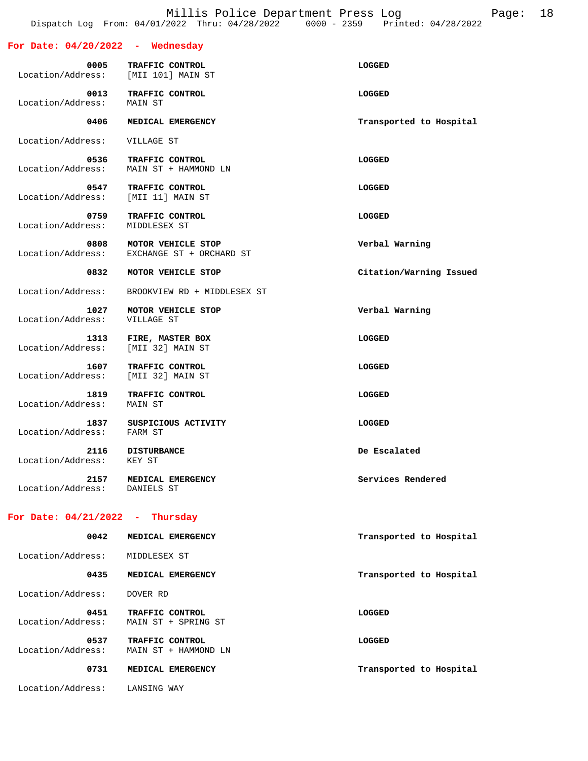## For Date: 04/20/2022 - Wednesday

| Time | Call | Location/Address | Disposition |
|---|---|---|---|
| 0005 | TRAFFIC CONTROL | [MII 101] MAIN ST | LOGGED |
| 0013 | TRAFFIC CONTROL | MAIN ST | LOGGED |
| 0406 | MEDICAL EMERGENCY | VILLAGE ST | Transported to Hospital |
| 0536 | TRAFFIC CONTROL | MAIN ST + HAMMOND LN | LOGGED |
| 0547 | TRAFFIC CONTROL | [MII 11] MAIN ST | LOGGED |
| 0759 | TRAFFIC CONTROL | MIDDLESEX ST | LOGGED |
| 0808 | MOTOR VEHICLE STOP | EXCHANGE ST + ORCHARD ST | Verbal Warning |
| 0832 | MOTOR VEHICLE STOP | BROOKVIEW RD + MIDDLESEX ST | Citation/Warning Issued |
| 1027 | MOTOR VEHICLE STOP | VILLAGE ST | Verbal Warning |
| 1313 | FIRE, MASTER BOX | [MII 32] MAIN ST | LOGGED |
| 1607 | TRAFFIC CONTROL | [MII 32] MAIN ST | LOGGED |
| 1819 | TRAFFIC CONTROL | MAIN ST | LOGGED |
| 1837 | SUSPICIOUS ACTIVITY | FARM ST | LOGGED |
| 2116 | DISTURBANCE | KEY ST | De Escalated |
| 2157 | MEDICAL EMERGENCY | DANIELS ST | Services Rendered |

## For Date: 04/21/2022 - Thursday

| Time | Call | Location/Address | Disposition |
|---|---|---|---|
| 0042 | MEDICAL EMERGENCY | MIDDLESEX ST | Transported to Hospital |
| 0435 | MEDICAL EMERGENCY | DOVER RD | Transported to Hospital |
| 0451 | TRAFFIC CONTROL | MAIN ST + SPRING ST | LOGGED |
| 0537 | TRAFFIC CONTROL | MAIN ST + HAMMOND LN | LOGGED |
| 0731 | MEDICAL EMERGENCY | LANSING WAY | Transported to Hospital |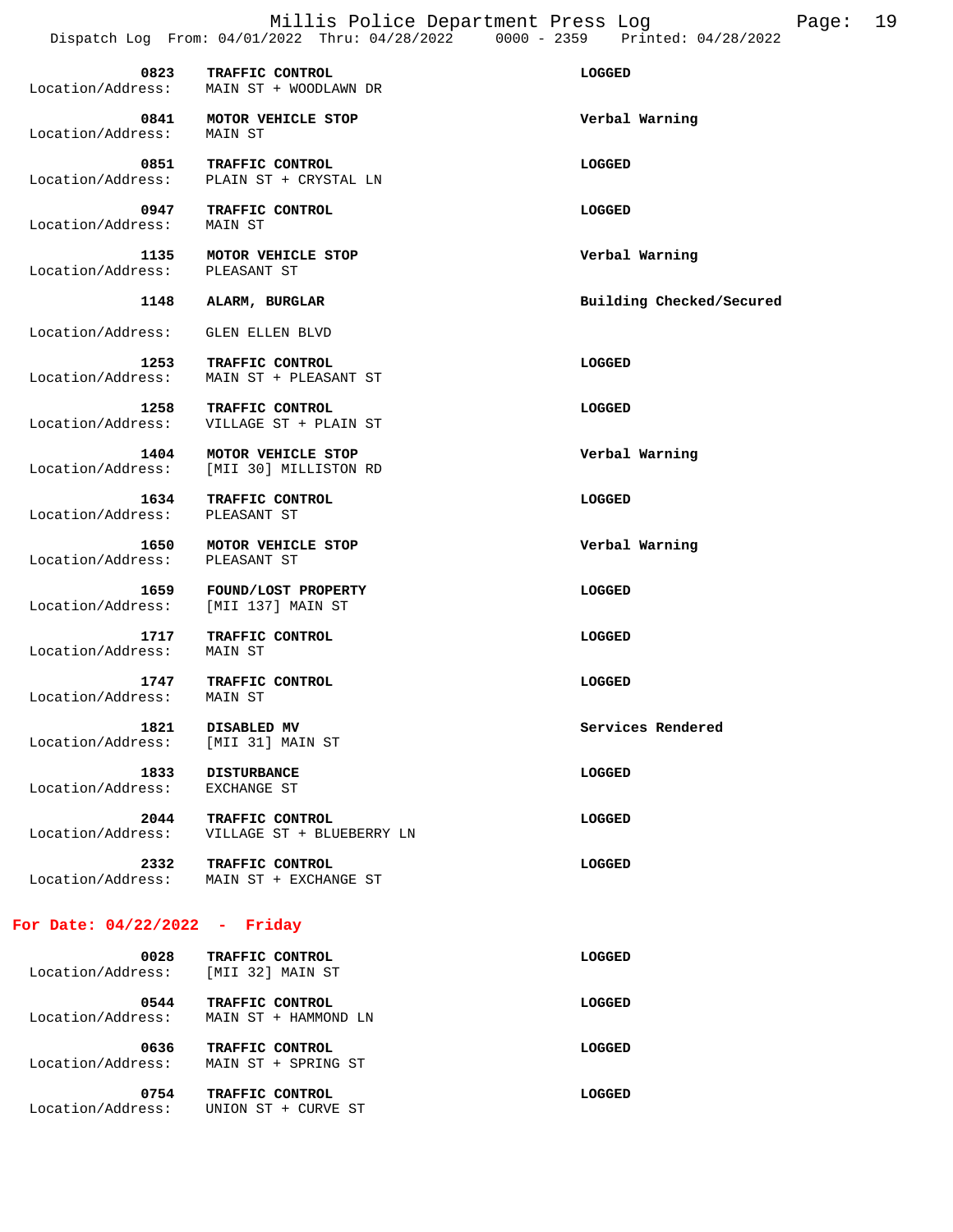| Time | Call Type | Action |
| --- | --- | --- |
| 0823 | TRAFFIC CONTROL | LOGGED |
| Location/Address: | MAIN ST + WOODLAWN DR | |
| 0841 | MOTOR VEHICLE STOP | Verbal Warning |
| Location/Address: | MAIN ST | |
| 0851 | TRAFFIC CONTROL | LOGGED |
| Location/Address: | PLAIN ST + CRYSTAL LN | |
| 0947 | TRAFFIC CONTROL | LOGGED |
| Location/Address: | MAIN ST | |
| 1135 | MOTOR VEHICLE STOP | Verbal Warning |
| Location/Address: | PLEASANT ST | |
| 1148 | ALARM, BURGLAR | Building Checked/Secured |
| Location/Address: | GLEN ELLEN BLVD | |
| 1253 | TRAFFIC CONTROL | LOGGED |
| Location/Address: | MAIN ST + PLEASANT ST | |
| 1258 | TRAFFIC CONTROL | LOGGED |
| Location/Address: | VILLAGE ST + PLAIN ST | |
| 1404 | MOTOR VEHICLE STOP | Verbal Warning |
| Location/Address: | [MII 30] MILLISTON RD | |
| 1634 | TRAFFIC CONTROL | LOGGED |
| Location/Address: | PLEASANT ST | |
| 1650 | MOTOR VEHICLE STOP | Verbal Warning |
| Location/Address: | PLEASANT ST | |
| 1659 | FOUND/LOST PROPERTY | LOGGED |
| Location/Address: | [MII 137] MAIN ST | |
| 1717 | TRAFFIC CONTROL | LOGGED |
| Location/Address: | MAIN ST | |
| 1747 | TRAFFIC CONTROL | LOGGED |
| Location/Address: | MAIN ST | |
| 1821 | DISABLED MV | Services Rendered |
| Location/Address: | [MII 31] MAIN ST | |
| 1833 | DISTURBANCE | LOGGED |
| Location/Address: | EXCHANGE ST | |
| 2044 | TRAFFIC CONTROL | LOGGED |
| Location/Address: | VILLAGE ST + BLUEBERRY LN | |
| 2332 | TRAFFIC CONTROL | LOGGED |
| Location/Address: | MAIN ST + EXCHANGE ST | |

## For Date: 04/22/2022 - Friday

| Time | Call Type | Action |
| --- | --- | --- |
| 0028 | TRAFFIC CONTROL | LOGGED |
| Location/Address: | [MII 32] MAIN ST | |
| 0544 | TRAFFIC CONTROL | LOGGED |
| Location/Address: | MAIN ST + HAMMOND LN | |
| 0636 | TRAFFIC CONTROL | LOGGED |
| Location/Address: | MAIN ST + SPRING ST | |
| 0754 | TRAFFIC CONTROL | LOGGED |
| Location/Address: | UNION ST + CURVE ST | |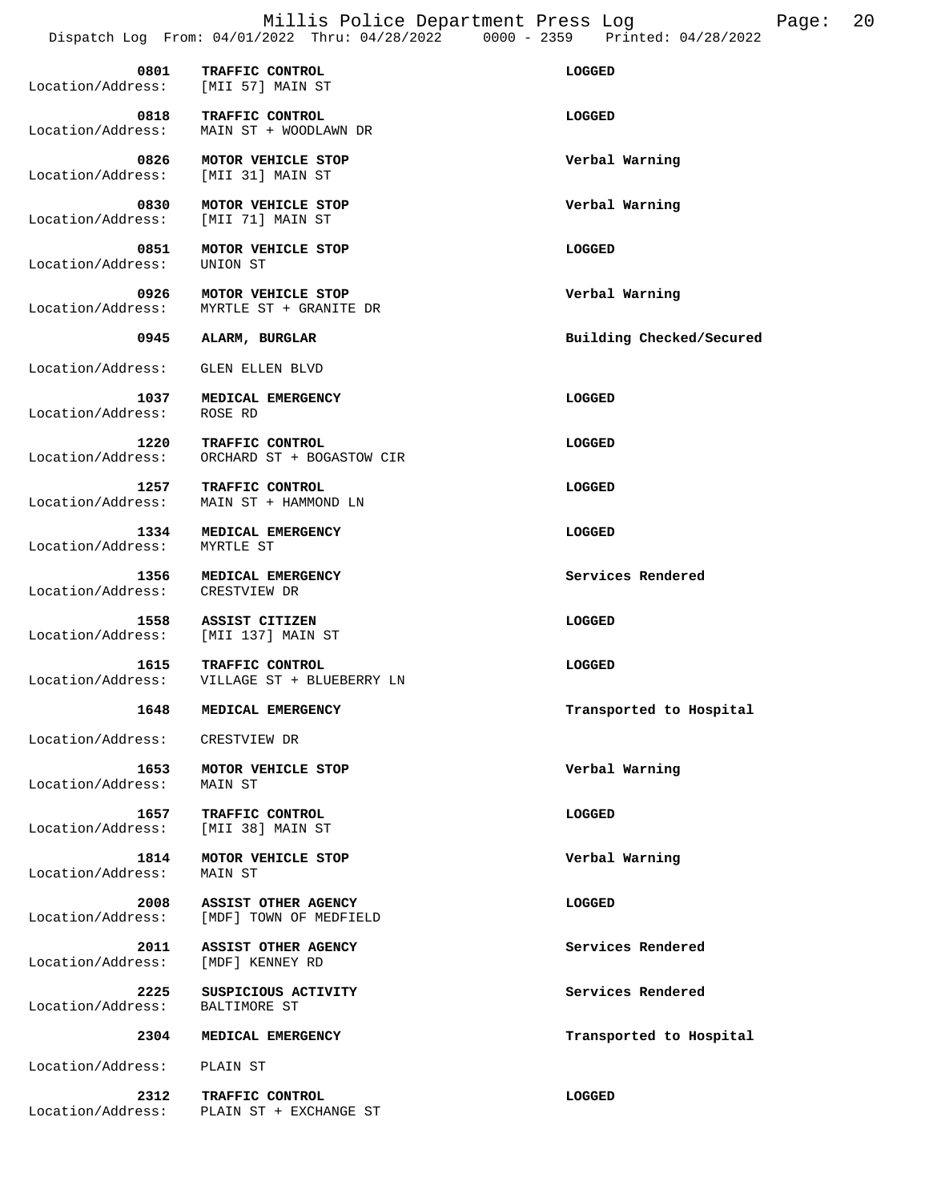| Time | Call Type | Location/Address | Disposition |
|---|---|---|---|
| 0801 | TRAFFIC CONTROL | [MII 57] MAIN ST | LOGGED |
| 0818 | TRAFFIC CONTROL | MAIN ST + WOODLAWN DR | LOGGED |
| 0826 | MOTOR VEHICLE STOP | [MII 31] MAIN ST | Verbal Warning |
| 0830 | MOTOR VEHICLE STOP | [MII 71] MAIN ST | Verbal Warning |
| 0851 | MOTOR VEHICLE STOP | UNION ST | LOGGED |
| 0926 | MOTOR VEHICLE STOP | MYRTLE ST + GRANITE DR | Verbal Warning |
| 0945 | ALARM, BURGLAR | GLEN ELLEN BLVD | Building Checked/Secured |
| 1037 | MEDICAL EMERGENCY | ROSE RD | LOGGED |
| 1220 | TRAFFIC CONTROL | ORCHARD ST + BOGASTOW CIR | LOGGED |
| 1257 | TRAFFIC CONTROL | MAIN ST + HAMMOND LN | LOGGED |
| 1334 | MEDICAL EMERGENCY | MYRTLE ST | LOGGED |
| 1356 | MEDICAL EMERGENCY | CRESTVIEW DR | Services Rendered |
| 1558 | ASSIST CITIZEN | [MII 137] MAIN ST | LOGGED |
| 1615 | TRAFFIC CONTROL | VILLAGE ST + BLUEBERRY LN | LOGGED |
| 1648 | MEDICAL EMERGENCY | CRESTVIEW DR | Transported to Hospital |
| 1653 | MOTOR VEHICLE STOP | MAIN ST | Verbal Warning |
| 1657 | TRAFFIC CONTROL | [MII 38] MAIN ST | LOGGED |
| 1814 | MOTOR VEHICLE STOP | MAIN ST | Verbal Warning |
| 2008 | ASSIST OTHER AGENCY | [MDF] TOWN OF MEDFIELD | LOGGED |
| 2011 | ASSIST OTHER AGENCY | [MDF] KENNEY RD | Services Rendered |
| 2225 | SUSPICIOUS ACTIVITY | BALTIMORE ST | Services Rendered |
| 2304 | MEDICAL EMERGENCY | PLAIN ST | Transported to Hospital |
| 2312 | TRAFFIC CONTROL | PLAIN ST + EXCHANGE ST | LOGGED |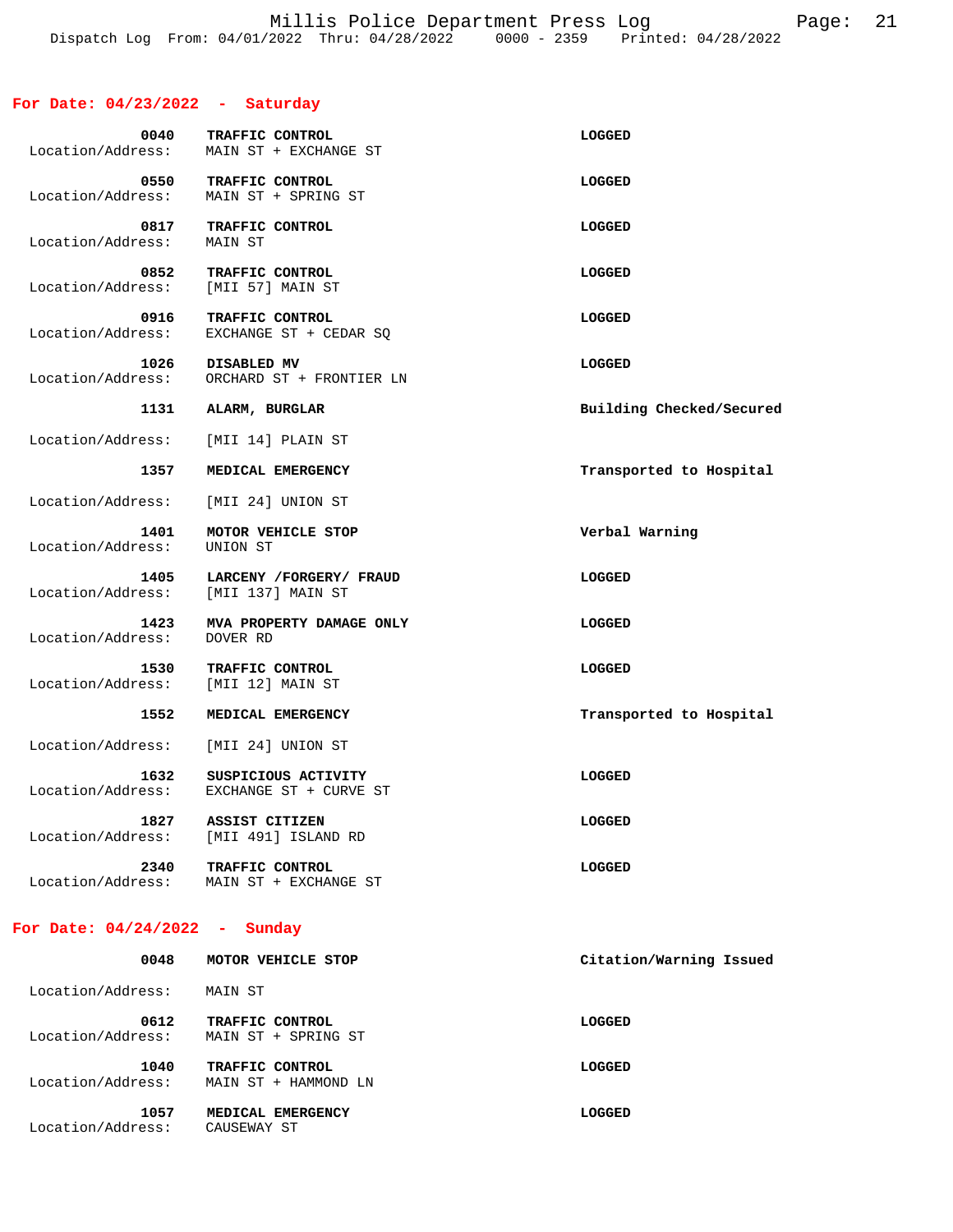## For Date: 04/23/2022 - Saturday

| Time | Call | Disposition |
|---|---|---|
| 0040 | TRAFFIC CONTROL | LOGGED |
| Location/Address: | MAIN ST + EXCHANGE ST | |
| 0550 | TRAFFIC CONTROL | LOGGED |
| Location/Address: | MAIN ST + SPRING ST | |
| 0817 | TRAFFIC CONTROL | LOGGED |
| Location/Address: | MAIN ST | |
| 0852 | TRAFFIC CONTROL | LOGGED |
| Location/Address: | [MII 57] MAIN ST | |
| 0916 | TRAFFIC CONTROL | LOGGED |
| Location/Address: | EXCHANGE ST + CEDAR SQ | |
| 1026 | DISABLED MV | LOGGED |
| Location/Address: | ORCHARD ST + FRONTIER LN | |
| 1131 | ALARM, BURGLAR | Building Checked/Secured |
| Location/Address: | [MII 14] PLAIN ST | |
| 1357 | MEDICAL EMERGENCY | Transported to Hospital |
| Location/Address: | [MII 24] UNION ST | |
| 1401 | MOTOR VEHICLE STOP | Verbal Warning |
| Location/Address: | UNION ST | |
| 1405 | LARCENY /FORGERY/ FRAUD | LOGGED |
| Location/Address: | [MII 137] MAIN ST | |
| 1423 | MVA PROPERTY DAMAGE ONLY | LOGGED |
| Location/Address: | DOVER RD | |
| 1530 | TRAFFIC CONTROL | LOGGED |
| Location/Address: | [MII 12] MAIN ST | |
| 1552 | MEDICAL EMERGENCY | Transported to Hospital |
| Location/Address: | [MII 24] UNION ST | |
| 1632 | SUSPICIOUS ACTIVITY | LOGGED |
| Location/Address: | EXCHANGE ST + CURVE ST | |
| 1827 | ASSIST CITIZEN | LOGGED |
| Location/Address: | [MII 491] ISLAND RD | |
| 2340 | TRAFFIC CONTROL | LOGGED |
| Location/Address: | MAIN ST + EXCHANGE ST | |

## For Date: 04/24/2022 - Sunday

| Time | Call | Disposition |
|---|---|---|
| 0048 | MOTOR VEHICLE STOP | Citation/Warning Issued |
| Location/Address: | MAIN ST | |
| 0612 | TRAFFIC CONTROL | LOGGED |
| Location/Address: | MAIN ST + SPRING ST | |
| 1040 | TRAFFIC CONTROL | LOGGED |
| Location/Address: | MAIN ST + HAMMOND LN | |
| 1057 | MEDICAL EMERGENCY | LOGGED |
| Location/Address: | CAUSEWAY ST | |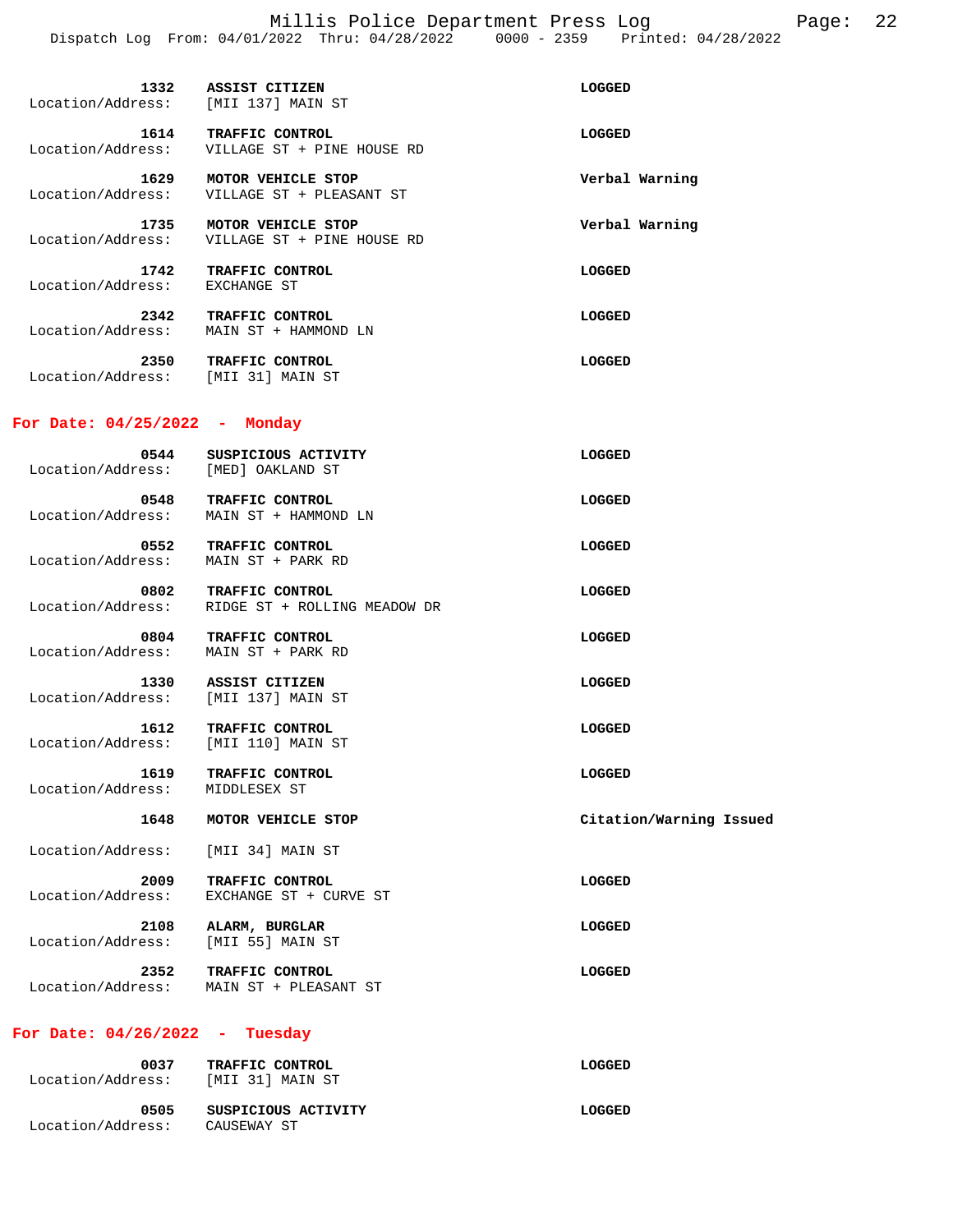| Time | Call | Disposition |
| --- | --- | --- |
| 1332 | ASSIST CITIZEN | LOGGED |
| Location/Address: | [MII 137] MAIN ST | |
| 1614 | TRAFFIC CONTROL | LOGGED |
| Location/Address: | VILLAGE ST + PINE HOUSE RD | |
| 1629 | MOTOR VEHICLE STOP | Verbal Warning |
| Location/Address: | VILLAGE ST + PLEASANT ST | |
| 1735 | MOTOR VEHICLE STOP | Verbal Warning |
| Location/Address: | VILLAGE ST + PINE HOUSE RD | |
| 1742 | TRAFFIC CONTROL | LOGGED |
| Location/Address: | EXCHANGE ST | |
| 2342 | TRAFFIC CONTROL | LOGGED |
| Location/Address: | MAIN ST + HAMMOND LN | |
| 2350 | TRAFFIC CONTROL | LOGGED |
| Location/Address: | [MII 31] MAIN ST | |

## For Date: 04/25/2022 - Monday

| Time | Call | Disposition |
| --- | --- | --- |
| 0544 | SUSPICIOUS ACTIVITY | LOGGED |
| Location/Address: | [MED] OAKLAND ST | |
| 0548 | TRAFFIC CONTROL | LOGGED |
| Location/Address: | MAIN ST + HAMMOND LN | |
| 0552 | TRAFFIC CONTROL | LOGGED |
| Location/Address: | MAIN ST + PARK RD | |
| 0802 | TRAFFIC CONTROL | LOGGED |
| Location/Address: | RIDGE ST + ROLLING MEADOW DR | |
| 0804 | TRAFFIC CONTROL | LOGGED |
| Location/Address: | MAIN ST + PARK RD | |
| 1330 | ASSIST CITIZEN | LOGGED |
| Location/Address: | [MII 137] MAIN ST | |
| 1612 | TRAFFIC CONTROL | LOGGED |
| Location/Address: | [MII 110] MAIN ST | |
| 1619 | TRAFFIC CONTROL | LOGGED |
| Location/Address: | MIDDLESEX ST | |
| 1648 | MOTOR VEHICLE STOP | Citation/Warning Issued |
| Location/Address: | [MII 34] MAIN ST | |
| 2009 | TRAFFIC CONTROL | LOGGED |
| Location/Address: | EXCHANGE ST + CURVE ST | |
| 2108 | ALARM, BURGLAR | LOGGED |
| Location/Address: | [MII 55] MAIN ST | |
| 2352 | TRAFFIC CONTROL | LOGGED |
| Location/Address: | MAIN ST + PLEASANT ST | |

## For Date: 04/26/2022 - Tuesday

| Time | Call | Disposition |
| --- | --- | --- |
| 0037 | TRAFFIC CONTROL | LOGGED |
| Location/Address: | [MII 31] MAIN ST | |
| 0505 | SUSPICIOUS ACTIVITY | LOGGED |
| Location/Address: | CAUSEWAY ST | |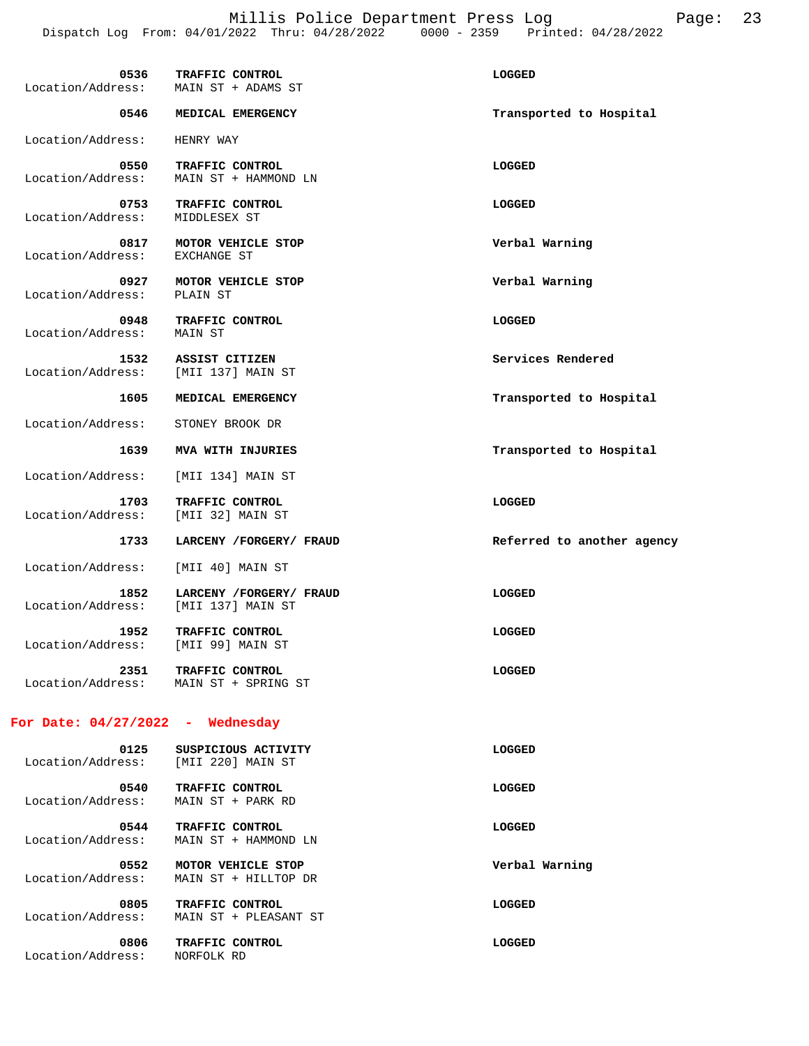| Time | Call Type / Location | Disposition |
|---|---|---|
| 0536 | **TRAFFIC CONTROL** | **LOGGED** |
| Location/Address: | MAIN ST + ADAMS ST | |
| 0546 | **MEDICAL EMERGENCY** | **Transported to Hospital** |
| Location/Address: | HENRY WAY | |
| 0550 | **TRAFFIC CONTROL** | **LOGGED** |
| Location/Address: | MAIN ST + HAMMOND LN | |
| 0753 | **TRAFFIC CONTROL** | **LOGGED** |
| Location/Address: | MIDDLESEX ST | |
| 0817 | **MOTOR VEHICLE STOP** | **Verbal Warning** |
| Location/Address: | EXCHANGE ST | |
| 0927 | **MOTOR VEHICLE STOP** | **Verbal Warning** |
| Location/Address: | PLAIN ST | |
| 0948 | **TRAFFIC CONTROL** | **LOGGED** |
| Location/Address: | MAIN ST | |
| 1532 | **ASSIST CITIZEN** | **Services Rendered** |
| Location/Address: | [MII 137] MAIN ST | |
| 1605 | **MEDICAL EMERGENCY** | **Transported to Hospital** |
| Location/Address: | STONEY BROOK DR | |
| 1639 | **MVA WITH INJURIES** | **Transported to Hospital** |
| Location/Address: | [MII 134] MAIN ST | |
| 1703 | **TRAFFIC CONTROL** | **LOGGED** |
| Location/Address: | [MII 32] MAIN ST | |
| 1733 | **LARCENY /FORGERY/ FRAUD** | **Referred to another agency** |
| Location/Address: | [MII 40] MAIN ST | |
| 1852 | **LARCENY /FORGERY/ FRAUD** | **LOGGED** |
| Location/Address: | [MII 137] MAIN ST | |
| 1952 | **TRAFFIC CONTROL** | **LOGGED** |
| Location/Address: | [MII 99] MAIN ST | |
| 2351 | **TRAFFIC CONTROL** | **LOGGED** |
| Location/Address: | MAIN ST + SPRING ST | |

## For Date: 04/27/2022 - Wednesday

| Time | Call Type / Location | Disposition |
|---|---|---|
| 0125 | **SUSPICIOUS ACTIVITY** | **LOGGED** |
| Location/Address: | [MII 220] MAIN ST | |
| 0540 | **TRAFFIC CONTROL** | **LOGGED** |
| Location/Address: | MAIN ST + PARK RD | |
| 0544 | **TRAFFIC CONTROL** | **LOGGED** |
| Location/Address: | MAIN ST + HAMMOND LN | |
| 0552 | **MOTOR VEHICLE STOP** | **Verbal Warning** |
| Location/Address: | MAIN ST + HILLTOP DR | |
| 0805 | **TRAFFIC CONTROL** | **LOGGED** |
| Location/Address: | MAIN ST + PLEASANT ST | |
| 0806 | **TRAFFIC CONTROL** | **LOGGED** |
| Location/Address: | NORFOLK RD | |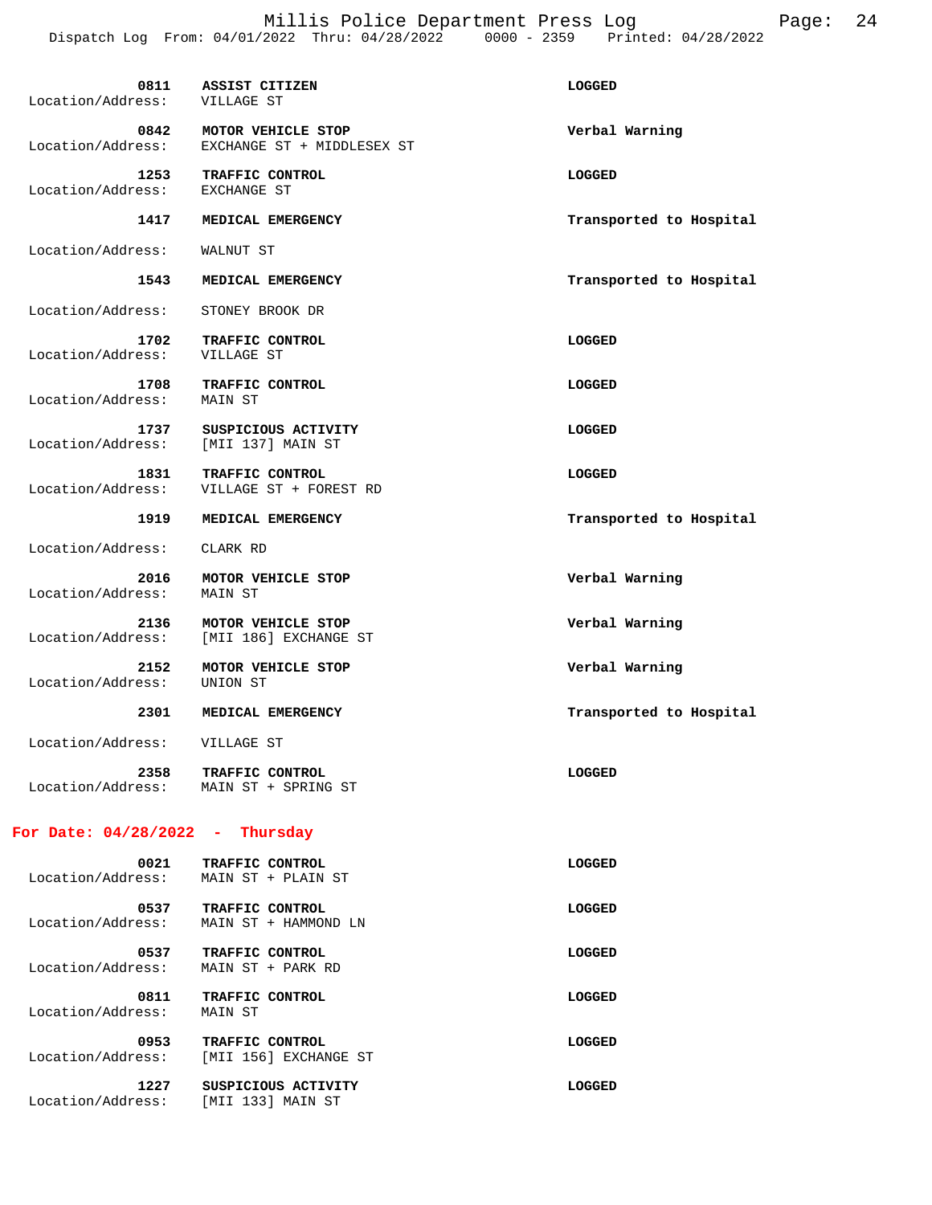0811 **ASSIST CITIZEN** **LOGGED**
Location/Address: VILLAGE ST

0842 **MOTOR VEHICLE STOP** **Verbal Warning**
Location/Address: EXCHANGE ST + MIDDLESEX ST

1253 **TRAFFIC CONTROL** **LOGGED**
Location/Address: EXCHANGE ST

1417 **MEDICAL EMERGENCY** **Transported to Hospital**
Location/Address: WALNUT ST

1543 **MEDICAL EMERGENCY** **Transported to Hospital**
Location/Address: STONEY BROOK DR

1702 **TRAFFIC CONTROL** **LOGGED**
Location/Address: VILLAGE ST

1708 **TRAFFIC CONTROL** **LOGGED**
Location/Address: MAIN ST

1737 **SUSPICIOUS ACTIVITY** **LOGGED**
Location/Address: [MII 137] MAIN ST

1831 **TRAFFIC CONTROL** **LOGGED**
Location/Address: VILLAGE ST + FOREST RD

1919 **MEDICAL EMERGENCY** **Transported to Hospital**
Location/Address: CLARK RD

2016 **MOTOR VEHICLE STOP** **Verbal Warning**
Location/Address: MAIN ST

2136 **MOTOR VEHICLE STOP** **Verbal Warning**
Location/Address: [MII 186] EXCHANGE ST

2152 **MOTOR VEHICLE STOP** **Verbal Warning**
Location/Address: UNION ST

2301 **MEDICAL EMERGENCY** **Transported to Hospital**
Location/Address: VILLAGE ST

2358 **TRAFFIC CONTROL** **LOGGED**
Location/Address: MAIN ST + SPRING ST

## For Date: 04/28/2022 - Thursday

0021 **TRAFFIC CONTROL** **LOGGED**
Location/Address: MAIN ST + PLAIN ST

0537 **TRAFFIC CONTROL** **LOGGED**
Location/Address: MAIN ST + HAMMOND LN

0537 **TRAFFIC CONTROL** **LOGGED**
Location/Address: MAIN ST + PARK RD

0811 **TRAFFIC CONTROL** **LOGGED**
Location/Address: MAIN ST

0953 **TRAFFIC CONTROL** **LOGGED**
Location/Address: [MII 156] EXCHANGE ST

1227 **SUSPICIOUS ACTIVITY** **LOGGED**
Location/Address: [MII 133] MAIN ST